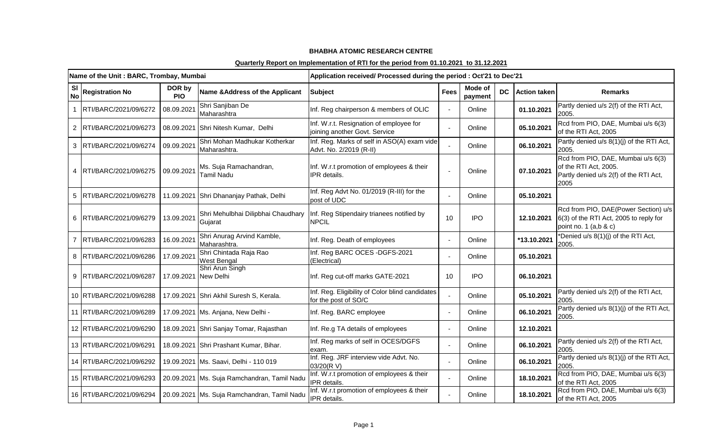**BHABHA ATOMIC RESEARCH CENTRE**

**Quarterly Report on Implementation of RTI for the period from 01.10.2021 to 31.12.2021**

| Name of the Unit : BARC, Trombay, Mumbai | | | | Application received/ Processed during the period : Oct'21 to Dec'21 | | | | | |
|---|---|---|---|---|---|---|---|---|---|
| Sl No | Registration No | DOR by PIO | Name &Address of the Applicant | Subject | Fees | Mode of payment | DC | Action taken | Remarks |
| 1 | RTI/BARC/2021/09/6272 | 08.09.2021 | Shri Sanjiban De Maharashtra | Inf. Reg chairperson & members of OLIC | - | Online | | 01.10.2021 | Partly denied u/s 2(f) of the RTI Act, 2005. |
| 2 | RTI/BARC/2021/09/6273 | 08.09.2021 | Shri Nitesh Kumar, Delhi | Inf. W.r.t. Resignation of employee for joining another Govt. Service | - | Online | | 05.10.2021 | Rcd from PIO, DAE, Mumbai u/s 6(3) of the RTI Act, 2005 |
| 3 | RTI/BARC/2021/09/6274 | 09.09.2021 | Shri Mohan Madhukar Kotherkar Maharashtra. | Inf. Reg. Marks of self in ASO(A) exam vide Advt. No. 2/2019 (R-II) | - | Online | | 06.10.2021 | Partly denied u/s 8(1)(j) of the RTI Act, 2005. |
| 4 | RTI/BARC/2021/09/6275 | 09.09.2021 | Ms. Suja Ramachandran, Tamil Nadu | Inf. W.r.t promotion of employees & their IPR details. | - | Online | | 07.10.2021 | Rcd from PIO, DAE, Mumbai u/s 6(3) of the RTI Act, 2005. Partly denied u/s 2(f) of the RTI Act, 2005 |
| 5 | RTI/BARC/2021/09/6278 | 11.09.2021 | Shri Dhananjay Pathak, Delhi | Inf. Reg Advt No. 01/2019 (R-III) for the post of UDC | - | Online | | 05.10.2021 | |
| 6 | RTI/BARC/2021/09/6279 | 13.09.2021 | Shri Mehulbhai Dilipbhai Chaudhary Gujarat | Inf. Reg Stipendairy trianees notified by NPCIL | 10 | IPO | | 12.10.2021 | Rcd from PIO, DAE(Power Section) u/s 6(3) of the RTI Act, 2005 to reply for point no. 1 (a,b & c) |
| 7 | RTI/BARC/2021/09/6283 | 16.09.2021 | Shri Anurag Arvind Kamble, Maharashtra. | Inf. Reg. Death of employees | - | Online | | *13.10.2021 | *Denied u/s 8(1)(j) of the RTI Act, 2005. |
| 8 | RTI/BARC/2021/09/6286 | 17.09.2021 | Shri Chintada Raja Rao West Bengal | Inf. Reg BARC OCES -DGFS-2021 (Electrical) | - | Online | | 05.10.2021 | |
| 9 | RTI/BARC/2021/09/6287 | 17.09.2021 | Shri Arun Singh New Delhi | Inf. Reg cut-off marks GATE-2021 | 10 | IPO | | 06.10.2021 | |
| 10 | RTI/BARC/2021/09/6288 | 17.09.2021 | Shri Akhil Suresh S, Kerala. | Inf. Reg. Eligibility of Color blind candidates for the post of SO/C | - | Online | | 05.10.2021 | Partly denied u/s 2(f) of the RTI Act, 2005. |
| 11 | RTI/BARC/2021/09/6289 | 17.09.2021 | Ms. Anjana, New Delhi - | Inf. Reg. BARC employee | - | Online | | 06.10.2021 | Partly denied u/s 8(1)(j) of the RTI Act, 2005. |
| 12 | RTI/BARC/2021/09/6290 | 18.09.2021 | Shri Sanjay Tomar, Rajasthan | Inf. Re.g TA details of employees | - | Online | | 12.10.2021 | |
| 13 | RTI/BARC/2021/09/6291 | 18.09.2021 | Shri Prashant Kumar, Bihar. | Inf. Reg marks of self in OCES/DGFS exam. | - | Online | | 06.10.2021 | Partly denied u/s 2(f) of the RTI Act, 2005. |
| 14 | RTI/BARC/2021/09/6292 | 19.09.2021 | Ms. Saavi, Delhi - 110 019 | Inf. Reg. JRF interview vide Advt. No. 03/20(R V) | - | Online | | 06.10.2021 | Partly denied u/s 8(1)(j) of the RTI Act, 2005. |
| 15 | RTI/BARC/2021/09/6293 | 20.09.2021 | Ms. Suja Ramchandran, Tamil Nadu | Inf. W.r.t promotion of employees & their IPR details. | - | Online | | 18.10.2021 | Rcd from PIO, DAE, Mumbai u/s 6(3) of the RTI Act, 2005 |
| 16 | RTI/BARC/2021/09/6294 | 20.09.2021 | Ms. Suja Ramchandran, Tamil Nadu | Inf. W.r.t promotion of employees & their IPR details. | - | Online | | 18.10.2021 | Rcd from PIO, DAE, Mumbai u/s 6(3) of the RTI Act, 2005 |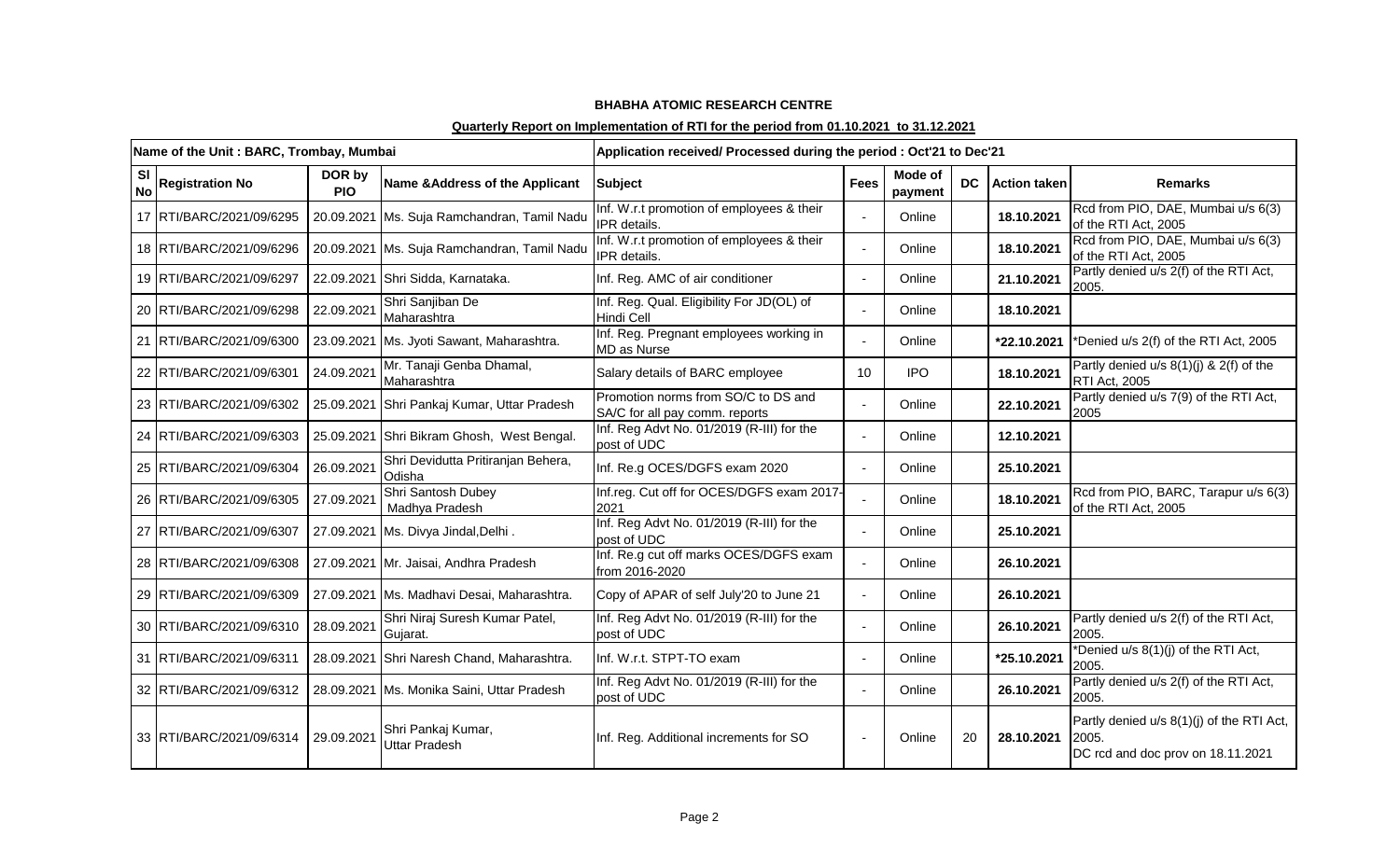**BHABHA ATOMIC RESEARCH CENTRE**

**Quarterly Report on Implementation of RTI for the period from 01.10.2021 to 31.12.2021**

| Name of the Unit : BARC, Trombay, Mumbai | | | | Application received/ Processed during the period : Oct'21 to Dec'21 | | | | | |
|---|---|---|---|---|---|---|---|---|---|
| Sl No | Registration No | DOR by PIO | Name &Address of the Applicant | Subject | Fees | Mode of payment | DC | Action taken | Remarks |
| 17 | RTI/BARC/2021/09/6295 | 20.09.2021 | Ms. Suja Ramchandran, Tamil Nadu | Inf. W.r.t promotion of employees & their IPR details. | - | Online | | 18.10.2021 | Rcd from PIO, DAE, Mumbai u/s 6(3) of the RTI Act, 2005 |
| 18 | RTI/BARC/2021/09/6296 | 20.09.2021 | Ms. Suja Ramchandran, Tamil Nadu | Inf. W.r.t promotion of employees & their IPR details. | - | Online | | 18.10.2021 | Rcd from PIO, DAE, Mumbai u/s 6(3) of the RTI Act, 2005 |
| 19 | RTI/BARC/2021/09/6297 | 22.09.2021 | Shri Sidda, Karnataka. | Inf. Reg. AMC of air conditioner | - | Online | | 21.10.2021 | Partly denied u/s 2(f) of the RTI Act, 2005. |
| 20 | RTI/BARC/2021/09/6298 | 22.09.2021 | Shri Sanjiban De Maharashtra | Inf. Reg. Qual. Eligibility For JD(OL) of Hindi Cell | - | Online | | 18.10.2021 | |
| 21 | RTI/BARC/2021/09/6300 | 23.09.2021 | Ms. Jyoti Sawant, Maharashtra. | Inf. Reg. Pregnant employees working in MD as Nurse | - | Online | | *22.10.2021 | *Denied u/s 2(f) of the RTI Act, 2005 |
| 22 | RTI/BARC/2021/09/6301 | 24.09.2021 | Mr. Tanaji Genba Dhamal, Maharashtra | Salary details of BARC employee | 10 | IPO | | 18.10.2021 | Partly denied u/s 8(1)(j) & 2(f) of the RTI Act, 2005 |
| 23 | RTI/BARC/2021/09/6302 | 25.09.2021 | Shri Pankaj Kumar, Uttar Pradesh | Promotion norms from SO/C to DS and SA/C for all pay comm. reports | - | Online | | 22.10.2021 | Partly denied u/s 7(9) of the RTI Act, 2005 |
| 24 | RTI/BARC/2021/09/6303 | 25.09.2021 | Shri Bikram Ghosh, West Bengal. | Inf. Reg Advt No. 01/2019 (R-III) for the post of UDC | - | Online | | 12.10.2021 | |
| 25 | RTI/BARC/2021/09/6304 | 26.09.2021 | Shri Devidutta Pritiranjan Behera, Odisha | Inf. Re.g OCES/DGFS exam 2020 | - | Online | | 25.10.2021 | |
| 26 | RTI/BARC/2021/09/6305 | 27.09.2021 | Shri Santosh Dubey Madhya Pradesh | Inf.reg. Cut off for OCES/DGFS exam 2017-2021 | - | Online | | 18.10.2021 | Rcd from PIO, BARC, Tarapur u/s 6(3) of the RTI Act, 2005 |
| 27 | RTI/BARC/2021/09/6307 | 27.09.2021 | Ms. Divya Jindal,Delhi . | Inf. Reg Advt No. 01/2019 (R-III) for the post of UDC | - | Online | | 25.10.2021 | |
| 28 | RTI/BARC/2021/09/6308 | 27.09.2021 | Mr. Jaisai, Andhra Pradesh | Inf. Re.g cut off marks OCES/DGFS exam from 2016-2020 | - | Online | | 26.10.2021 | |
| 29 | RTI/BARC/2021/09/6309 | 27.09.2021 | Ms. Madhavi Desai, Maharashtra. | Copy of APAR of self July'20 to June 21 | - | Online | | 26.10.2021 | |
| 30 | RTI/BARC/2021/09/6310 | 28.09.2021 | Shri Niraj Suresh Kumar Patel, Gujarat. | Inf. Reg Advt No. 01/2019 (R-III) for the post of UDC | - | Online | | 26.10.2021 | Partly denied u/s 2(f) of the RTI Act, 2005. |
| 31 | RTI/BARC/2021/09/6311 | 28.09.2021 | Shri Naresh Chand, Maharashtra. | Inf. W.r.t. STPT-TO exam | - | Online | | *25.10.2021 | *Denied u/s 8(1)(j) of the RTI Act, 2005. |
| 32 | RTI/BARC/2021/09/6312 | 28.09.2021 | Ms. Monika Saini, Uttar Pradesh | Inf. Reg Advt No. 01/2019 (R-III) for the post of UDC | - | Online | | 26.10.2021 | Partly denied u/s 2(f) of the RTI Act, 2005. |
| 33 | RTI/BARC/2021/09/6314 | 29.09.2021 | Shri Pankaj Kumar, Uttar Pradesh | Inf. Reg. Additional increments for SO | - | Online | 20 | 28.10.2021 | Partly denied u/s 8(1)(j) of the RTI Act, 2005. DC rcd and doc prov on 18.11.2021 |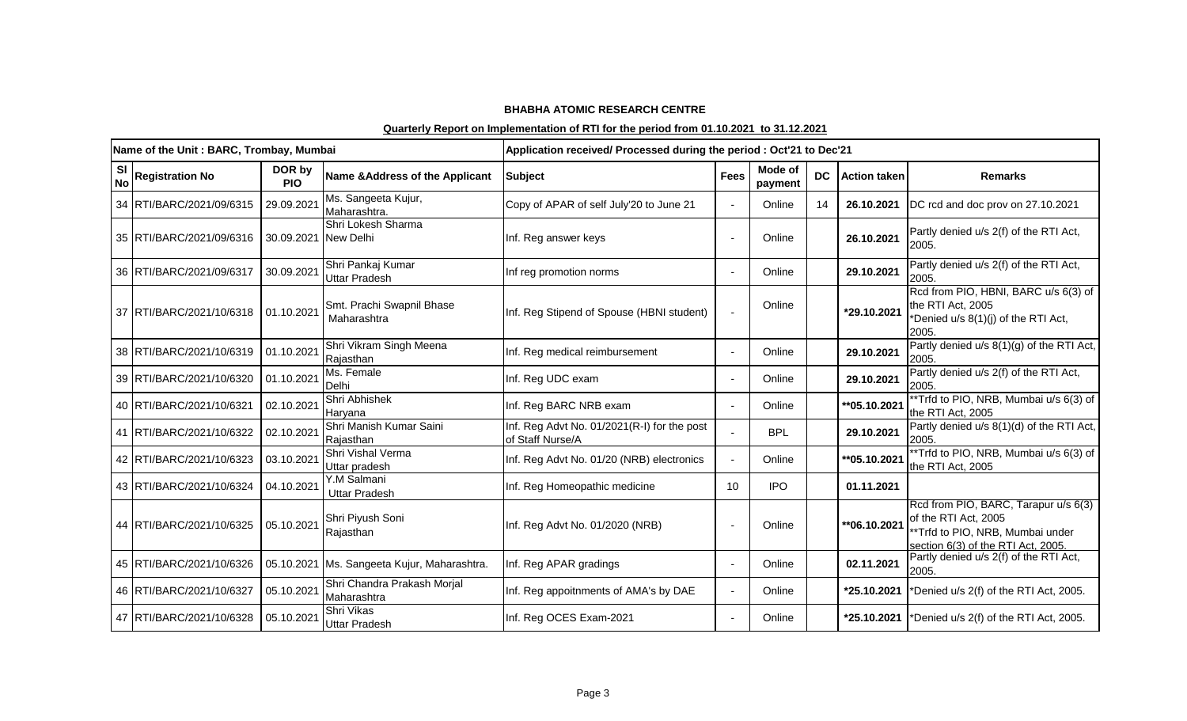**BHABHA ATOMIC RESEARCH CENTRE**

**Quarterly Report on Implementation of RTI for the period from 01.10.2021 to 31.12.2021**

| Name of the Unit : BARC, Trombay, Mumbai | | | | Application received/ Processed during the period : Oct'21 to Dec'21 | | | | | |
|---|---|---|---|---|---|---|---|---|---|
| Sl No | Registration No | DOR by PIO | Name &Address of the Applicant | Subject | Fees | Mode of payment | DC | Action taken | Remarks |
| 34 | RTI/BARC/2021/09/6315 | 29.09.2021 | Ms. Sangeeta Kujur, Maharashtra. | Copy of APAR of self July'20 to June 21 | - | Online | 14 | **26.10.2021** | DC rcd and doc prov on 27.10.2021 |
| 35 | RTI/BARC/2021/09/6316 | 30.09.2021 | Shri Lokesh Sharma New Delhi | Inf. Reg answer keys | - | Online | | **26.10.2021** | Partly denied u/s 2(f) of the RTI Act, 2005. |
| 36 | RTI/BARC/2021/09/6317 | 30.09.2021 | Shri Pankaj Kumar Uttar Pradesh | Inf reg promotion norms | - | Online | | **29.10.2021** | Partly denied u/s 2(f) of the RTI Act, 2005. |
| 37 | RTI/BARC/2021/10/6318 | 01.10.2021 | Smt. Prachi Swapnil Bhase Maharashtra | Inf. Reg Stipend of Spouse (HBNI student) | - | Online | | ***29.10.2021** | Rcd from PIO, HBNI, BARC u/s 6(3) of the RTI Act, 2005 *Denied u/s 8(1)(j) of the RTI Act, 2005. |
| 38 | RTI/BARC/2021/10/6319 | 01.10.2021 | Shri Vikram Singh Meena Rajasthan | Inf. Reg medical reimbursement | - | Online | | **29.10.2021** | Partly denied u/s 8(1)(g) of the RTI Act, 2005. |
| 39 | RTI/BARC/2021/10/6320 | 01.10.2021 | Ms. Female Delhi | Inf. Reg UDC exam | - | Online | | **29.10.2021** | Partly denied u/s 2(f) of the RTI Act, 2005. |
| 40 | RTI/BARC/2021/10/6321 | 02.10.2021 | Shri Abhishek Haryana | Inf. Reg BARC NRB exam | - | Online | | ****05.10.2021** | **Trfd to PIO, NRB, Mumbai u/s 6(3) of the RTI Act, 2005 |
| 41 | RTI/BARC/2021/10/6322 | 02.10.2021 | Shri Manish Kumar Saini Rajasthan | Inf. Reg Advt No. 01/2021(R-I) for the post of Staff Nurse/A | - | BPL | | **29.10.2021** | Partly denied u/s 8(1)(d) of the RTI Act, 2005. |
| 42 | RTI/BARC/2021/10/6323 | 03.10.2021 | Shri Vishal Verma Uttar pradesh | Inf. Reg Advt No. 01/20 (NRB) electronics | - | Online | | ****05.10.2021** | **Trfd to PIO, NRB, Mumbai u/s 6(3) of the RTI Act, 2005 |
| 43 | RTI/BARC/2021/10/6324 | 04.10.2021 | Y.M Salmani Uttar Pradesh | Inf. Reg Homeopathic medicine | 10 | IPO | | **01.11.2021** | |
| 44 | RTI/BARC/2021/10/6325 | 05.10.2021 | Shri Piyush Soni Rajasthan | Inf. Reg Advt No. 01/2020 (NRB) | - | Online | | ****06.10.2021** | Rcd from PIO, BARC, Tarapur u/s 6(3) of the RTI Act, 2005 **Trfd to PIO, NRB, Mumbai under section 6(3) of the RTI Act, 2005. |
| 45 | RTI/BARC/2021/10/6326 | 05.10.2021 | Ms. Sangeeta Kujur, Maharashtra. | Inf. Reg APAR gradings | - | Online | | **02.11.2021** | Partly denied u/s 2(f) of the RTI Act, 2005. |
| 46 | RTI/BARC/2021/10/6327 | 05.10.2021 | Shri Chandra Prakash Morjal Maharashtra | Inf. Reg appoitnments of AMA's by DAE | - | Online | | ***25.10.2021** | *Denied u/s 2(f) of the RTI Act, 2005. |
| 47 | RTI/BARC/2021/10/6328 | 05.10.2021 | Shri Vikas Uttar Pradesh | Inf. Reg OCES Exam-2021 | - | Online | | ***25.10.2021** | *Denied u/s 2(f) of the RTI Act, 2005. |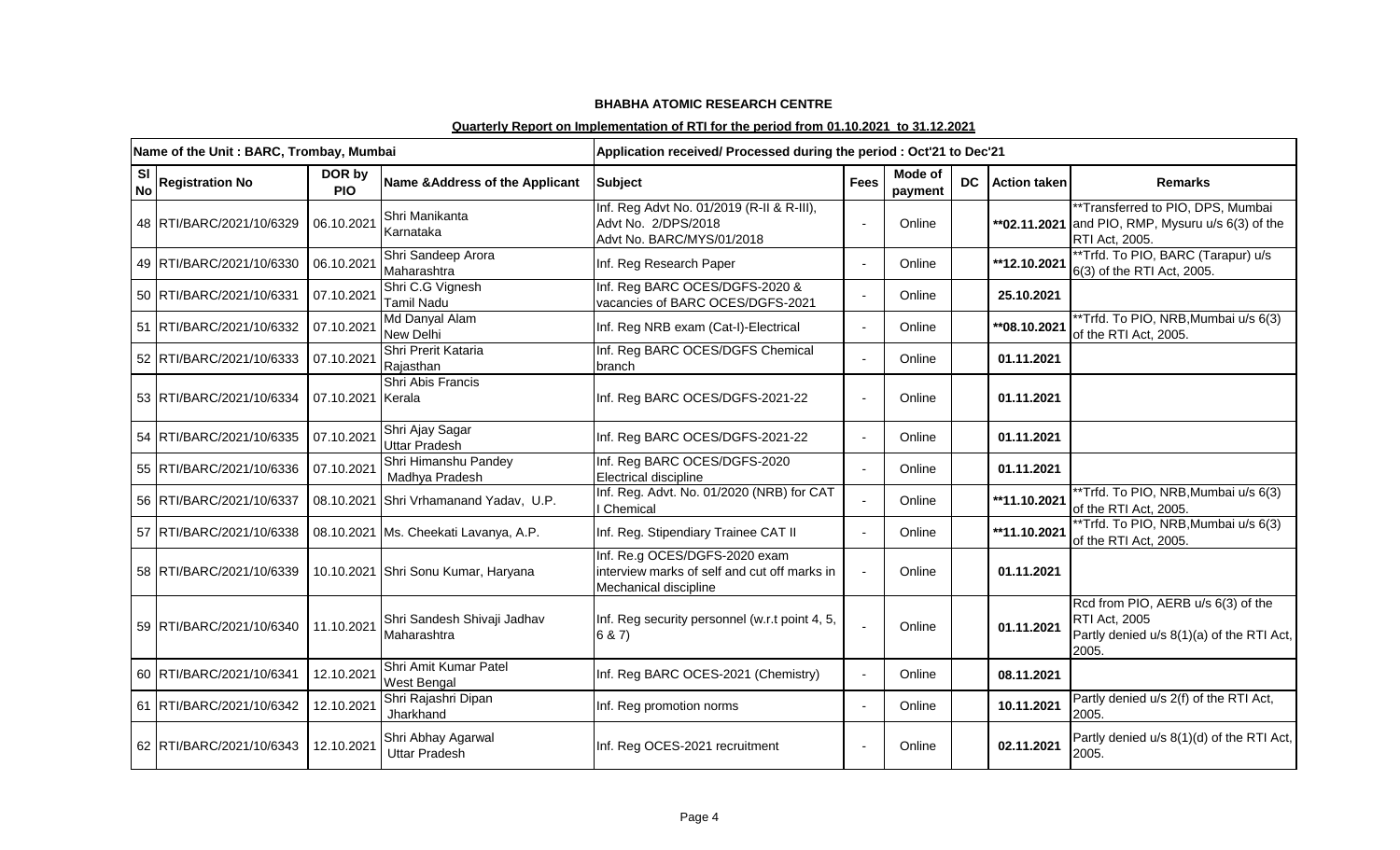**BHABHA ATOMIC RESEARCH CENTRE**

**Quarterly Report on Implementation of RTI for the period from 01.10.2021 to 31.12.2021**

| Name of the Unit : BARC, Trombay, Mumbai | | | | Application received/ Processed during the period : Oct'21 to Dec'21 | | | | | |
|---|---|---|---|---|---|---|---|---|---|
| Sl No | Registration No | DOR by PIO | Name &Address of the Applicant | Subject | Fees | Mode of payment | DC | Action taken | Remarks |
| 48 | RTI/BARC/2021/10/6329 | 06.10.2021 | Shri Manikanta Karnataka | Inf. Reg Advt No. 01/2019 (R-II & R-III), Advt No. 2/DPS/2018 Advt No. BARC/MYS/01/2018 | - | Online | | **\*\*02.11.2021** | \*\*Transferred to PIO, DPS, Mumbai and PIO, RMP, Mysuru u/s 6(3) of the RTI Act, 2005. |
| 49 | RTI/BARC/2021/10/6330 | 06.10.2021 | Shri Sandeep Arora Maharashtra | Inf. Reg Research Paper | - | Online | | **\*\*12.10.2021** | \*\*Trfd. To PIO, BARC (Tarapur) u/s 6(3) of the RTI Act, 2005. |
| 50 | RTI/BARC/2021/10/6331 | 07.10.2021 | Shri C.G Vignesh Tamil Nadu | Inf. Reg BARC OCES/DGFS-2020 & vacancies of BARC OCES/DGFS-2021 | - | Online | | **25.10.2021** | |
| 51 | RTI/BARC/2021/10/6332 | 07.10.2021 | Md Danyal Alam New Delhi | Inf. Reg NRB exam (Cat-I)-Electrical | - | Online | | **\*\*08.10.2021** | \*\*Trfd. To PIO, NRB,Mumbai u/s 6(3) of the RTI Act, 2005. |
| 52 | RTI/BARC/2021/10/6333 | 07.10.2021 | Shri Prerit Kataria Rajasthan | Inf. Reg BARC OCES/DGFS Chemical branch | - | Online | | **01.11.2021** | |
| 53 | RTI/BARC/2021/10/6334 | 07.10.2021 | Shri Abis Francis Kerala | Inf. Reg BARC OCES/DGFS-2021-22 | - | Online | | **01.11.2021** | |
| 54 | RTI/BARC/2021/10/6335 | 07.10.2021 | Shri Ajay Sagar Uttar Pradesh | Inf. Reg BARC OCES/DGFS-2021-22 | - | Online | | **01.11.2021** | |
| 55 | RTI/BARC/2021/10/6336 | 07.10.2021 | Shri Himanshu Pandey Madhya Pradesh | Inf. Reg BARC OCES/DGFS-2020 Electrical discipline | - | Online | | **01.11.2021** | |
| 56 | RTI/BARC/2021/10/6337 | 08.10.2021 | Shri Vrhamanand Yadav, U.P. | Inf. Reg. Advt. No. 01/2020 (NRB) for CAT I Chemical | - | Online | | **\*\*11.10.2021** | \*\*Trfd. To PIO, NRB,Mumbai u/s 6(3) of the RTI Act, 2005. |
| 57 | RTI/BARC/2021/10/6338 | 08.10.2021 | Ms. Cheekati Lavanya, A.P. | Inf. Reg. Stipendiary Trainee CAT II | - | Online | | **\*\*11.10.2021** | \*\*Trfd. To PIO, NRB,Mumbai u/s 6(3) of the RTI Act, 2005. |
| 58 | RTI/BARC/2021/10/6339 | 10.10.2021 | Shri Sonu Kumar, Haryana | Inf. Re.g OCES/DGFS-2020 exam interview marks of self and cut off marks in Mechanical discipline | - | Online | | **01.11.2021** | |
| 59 | RTI/BARC/2021/10/6340 | 11.10.2021 | Shri Sandesh Shivaji Jadhav Maharashtra | Inf. Reg security personnel (w.r.t point 4, 5, 6 & 7) | - | Online | | **01.11.2021** | Rcd from PIO, AERB u/s 6(3) of the RTI Act, 2005 Partly denied u/s 8(1)(a) of the RTI Act, 2005. |
| 60 | RTI/BARC/2021/10/6341 | 12.10.2021 | Shri Amit Kumar Patel West Bengal | Inf. Reg BARC OCES-2021 (Chemistry) | - | Online | | **08.11.2021** | |
| 61 | RTI/BARC/2021/10/6342 | 12.10.2021 | Shri Rajashri Dipan Jharkhand | Inf. Reg promotion norms | - | Online | | **10.11.2021** | Partly denied u/s 2(f) of the RTI Act, 2005. |
| 62 | RTI/BARC/2021/10/6343 | 12.10.2021 | Shri Abhay Agarwal Uttar Pradesh | Inf. Reg OCES-2021 recruitment | - | Online | | **02.11.2021** | Partly denied u/s 8(1)(d) of the RTI Act, 2005. |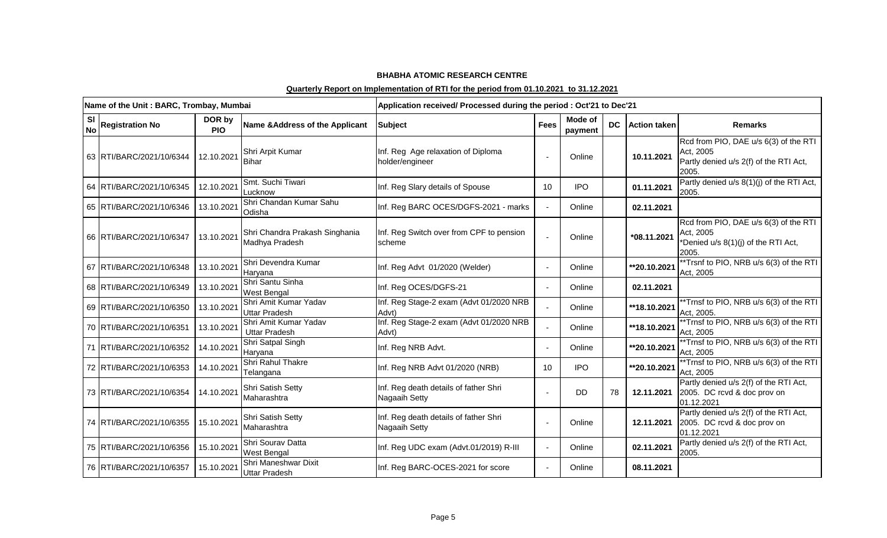**BHABHA ATOMIC RESEARCH CENTRE**

**Quarterly Report on Implementation of RTI for the period from 01.10.2021 to 31.12.2021**

| Name of the Unit : BARC, Trombay, Mumbai | | | | Application received/ Processed during the period : Oct'21 to Dec'21 | | | | | |
|---|---|---|---|---|---|---|---|---|---|
| Sl No | Registration No | DOR by PIO | Name &Address of the Applicant | Subject | Fees | Mode of payment | DC | Action taken | Remarks |
| 63 | RTI/BARC/2021/10/6344 | 12.10.2021 | Shri Arpit Kumar Bihar | Inf. Reg Age relaxation of Diploma holder/engineer | - | Online | | **10.11.2021** | Rcd from PIO, DAE u/s 6(3) of the RTI Act, 2005 Partly denied u/s 2(f) of the RTI Act, 2005. |
| 64 | RTI/BARC/2021/10/6345 | 12.10.2021 | Smt. Suchi Tiwari Lucknow | Inf. Reg Slary details of Spouse | 10 | IPO | | **01.11.2021** | Partly denied u/s 8(1)(j) of the RTI Act, 2005. |
| 65 | RTI/BARC/2021/10/6346 | 13.10.2021 | Shri Chandan Kumar Sahu Odisha | Inf. Reg BARC OCES/DGFS-2021 - marks | - | Online | | **02.11.2021** | |
| 66 | RTI/BARC/2021/10/6347 | 13.10.2021 | Shri Chandra Prakash Singhania Madhya Pradesh | Inf. Reg Switch over from CPF to pension scheme | - | Online | | **\*08.11.2021** | Rcd from PIO, DAE u/s 6(3) of the RTI Act, 2005 *Denied u/s 8(1)(j) of the RTI Act, 2005. |
| 67 | RTI/BARC/2021/10/6348 | 13.10.2021 | Shri Devendra Kumar Haryana | Inf. Reg Advt 01/2020 (Welder) | - | Online | | **\*\*20.10.2021** | **Trnsf to PIO, NRB u/s 6(3) of the RTI Act, 2005 |
| 68 | RTI/BARC/2021/10/6349 | 13.10.2021 | Shri Santu Sinha West Bengal | Inf. Reg OCES/DGFS-21 | - | Online | | **02.11.2021** | |
| 69 | RTI/BARC/2021/10/6350 | 13.10.2021 | Shri Amit Kumar Yadav Uttar Pradesh | Inf. Reg Stage-2 exam (Advt 01/2020 NRB Advt) | - | Online | | **\*\*18.10.2021** | **Trnsf to PIO, NRB u/s 6(3) of the RTI Act, 2005. |
| 70 | RTI/BARC/2021/10/6351 | 13.10.2021 | Shri Amit Kumar Yadav Uttar Pradesh | Inf. Reg Stage-2 exam (Advt 01/2020 NRB Advt) | - | Online | | **\*\*18.10.2021** | **Trnsf to PIO, NRB u/s 6(3) of the RTI Act, 2005 |
| 71 | RTI/BARC/2021/10/6352 | 14.10.2021 | Shri Satpal Singh Haryana | Inf. Reg NRB Advt. | - | Online | | **\*\*20.10.2021** | **Trnsf to PIO, NRB u/s 6(3) of the RTI Act, 2005 |
| 72 | RTI/BARC/2021/10/6353 | 14.10.2021 | Shri Rahul Thakre Telangana | Inf. Reg NRB Advt 01/2020 (NRB) | 10 | IPO | | **\*\*20.10.2021** | **Trnsf to PIO, NRB u/s 6(3) of the RTI Act, 2005 |
| 73 | RTI/BARC/2021/10/6354 | 14.10.2021 | Shri Satish Setty Maharashtra | Inf. Reg death details of father Shri Nagaaih Setty | - | DD | 78 | **12.11.2021** | Partly denied u/s 2(f) of the RTI Act, 2005. DC rcvd & doc prov on 01.12.2021 |
| 74 | RTI/BARC/2021/10/6355 | 15.10.2021 | Shri Satish Setty Maharashtra | Inf. Reg death details of father Shri Nagaaih Setty | - | Online | | **12.11.2021** | Partly denied u/s 2(f) of the RTI Act, 2005. DC rcvd & doc prov on 01.12.2021 |
| 75 | RTI/BARC/2021/10/6356 | 15.10.2021 | Shri Sourav Datta West Bengal | Inf. Reg UDC exam (Advt.01/2019) R-III | - | Online | | **02.11.2021** | Partly denied u/s 2(f) of the RTI Act, 2005. |
| 76 | RTI/BARC/2021/10/6357 | 15.10.2021 | Shri Maneshwar Dixit Uttar Pradesh | Inf. Reg BARC-OCES-2021 for score | - | Online | | **08.11.2021** | |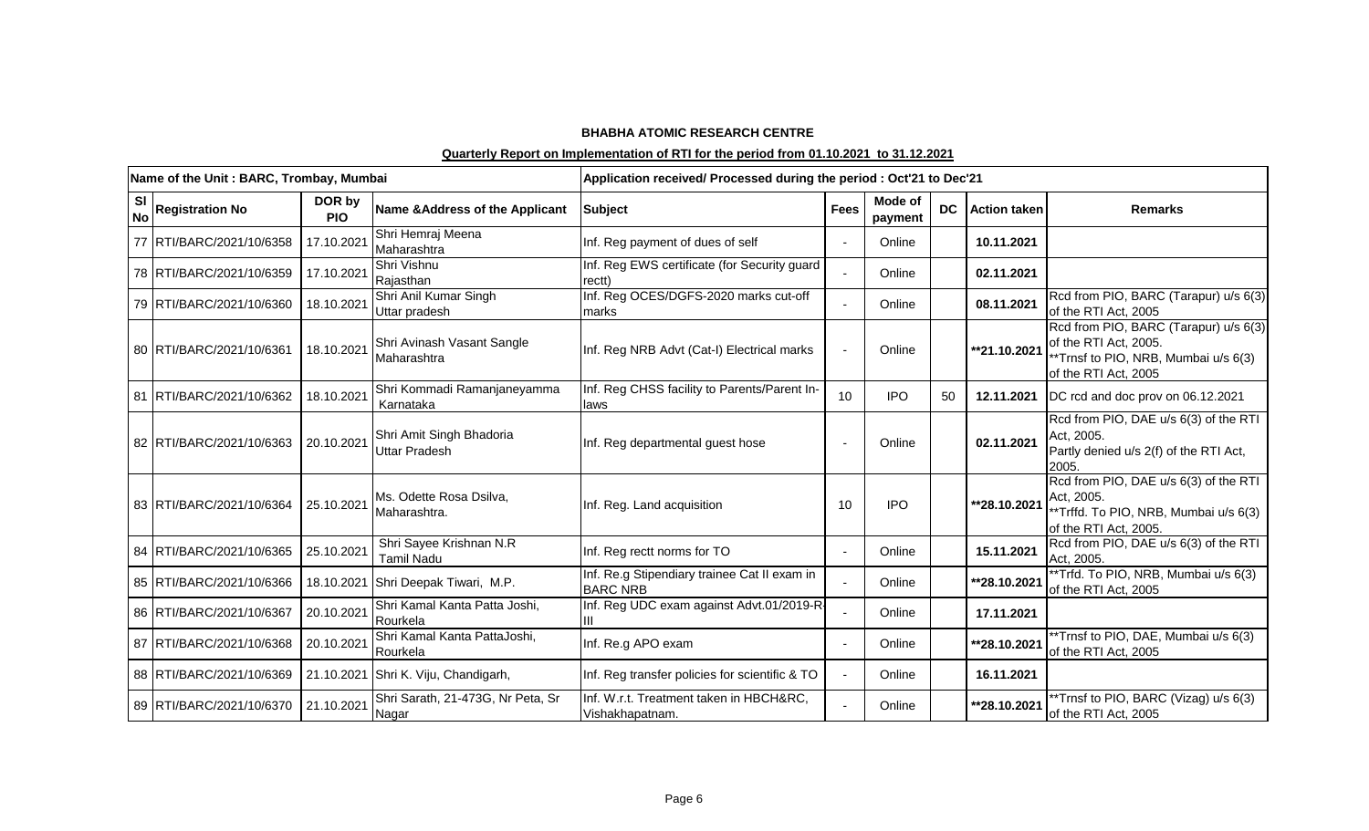**BHABHA ATOMIC RESEARCH CENTRE**

**Quarterly Report on Implementation of RTI for the period from 01.10.2021 to 31.12.2021**

| Name of the Unit : BARC, Trombay, Mumbai | | | | Application received/ Processed during the period : Oct'21 to Dec'21 | | | | | |
|---|---|---|---|---|---|---|---|---|---|
| Sl No | Registration No | DOR by PIO | Name &Address of the Applicant | Subject | Fees | Mode of payment | DC | Action taken | Remarks |
| 77 | RTI/BARC/2021/10/6358 | 17.10.2021 | Shri Hemraj Meena Maharashtra | Inf. Reg payment of dues of self | - | Online | | 10.11.2021 | |
| 78 | RTI/BARC/2021/10/6359 | 17.10.2021 | Shri Vishnu Rajasthan | Inf. Reg EWS certificate (for Security guard rectt) | - | Online | | 02.11.2021 | |
| 79 | RTI/BARC/2021/10/6360 | 18.10.2021 | Shri Anil Kumar Singh Uttar pradesh | Inf. Reg OCES/DGFS-2020 marks cut-off marks | - | Online | | 08.11.2021 | Rcd from PIO, BARC (Tarapur) u/s 6(3) of the RTI Act, 2005 |
| 80 | RTI/BARC/2021/10/6361 | 18.10.2021 | Shri Avinash Vasant Sangle Maharashtra | Inf. Reg NRB Advt (Cat-I) Electrical marks | - | Online | | **21.10.2021 | Rcd from PIO, BARC (Tarapur) u/s 6(3) of the RTI Act, 2005. **Trnsf to PIO, NRB, Mumbai u/s 6(3) of the RTI Act, 2005 |
| 81 | RTI/BARC/2021/10/6362 | 18.10.2021 | Shri Kommadi Ramanjaneyamma Karnataka | Inf. Reg CHSS facility to Parents/Parent In-laws | 10 | IPO | 50 | 12.11.2021 | DC rcd and doc prov on 06.12.2021 |
| 82 | RTI/BARC/2021/10/6363 | 20.10.2021 | Shri Amit Singh Bhadoria Uttar Pradesh | Inf. Reg departmental guest hose | - | Online | | 02.11.2021 | Rcd from PIO, DAE u/s 6(3) of the RTI Act, 2005. Partly denied u/s 2(f) of the RTI Act, 2005. |
| 83 | RTI/BARC/2021/10/6364 | 25.10.2021 | Ms. Odette Rosa Dsilva, Maharashtra. | Inf. Reg. Land acquisition | 10 | IPO | | **28.10.2021 | Rcd from PIO, DAE u/s 6(3) of the RTI Act, 2005. **Trffd. To PIO, NRB, Mumbai u/s 6(3) of the RTI Act, 2005. |
| 84 | RTI/BARC/2021/10/6365 | 25.10.2021 | Shri Sayee Krishnan N.R Tamil Nadu | Inf. Reg rectt norms for TO | - | Online | | 15.11.2021 | Rcd from PIO, DAE u/s 6(3) of the RTI Act, 2005. |
| 85 | RTI/BARC/2021/10/6366 | 18.10.2021 | Shri Deepak Tiwari, M.P. | Inf. Re.g Stipendiary trainee Cat II exam in BARC NRB | - | Online | | **28.10.2021 | **Trfd. To PIO, NRB, Mumbai u/s 6(3) of the RTI Act, 2005 |
| 86 | RTI/BARC/2021/10/6367 | 20.10.2021 | Shri Kamal Kanta Patta Joshi, Rourkela | Inf. Reg UDC exam against Advt.01/2019-R-III | - | Online | | 17.11.2021 | |
| 87 | RTI/BARC/2021/10/6368 | 20.10.2021 | Shri Kamal Kanta PattaJoshi, Rourkela | Inf. Re.g APO exam | - | Online | | **28.10.2021 | **Trnsf to PIO, DAE, Mumbai u/s 6(3) of the RTI Act, 2005 |
| 88 | RTI/BARC/2021/10/6369 | 21.10.2021 | Shri K. Viju, Chandigarh, | Inf. Reg transfer policies for scientific & TO | - | Online | | 16.11.2021 | |
| 89 | RTI/BARC/2021/10/6370 | 21.10.2021 | Shri Sarath, 21-473G, Nr Peta, Sr Nagar | Inf. W.r.t. Treatment taken in HBCH&RC, Vishakhapatnam. | - | Online | | **28.10.2021 | **Trnsf to PIO, BARC (Vizag) u/s 6(3) of the RTI Act, 2005 |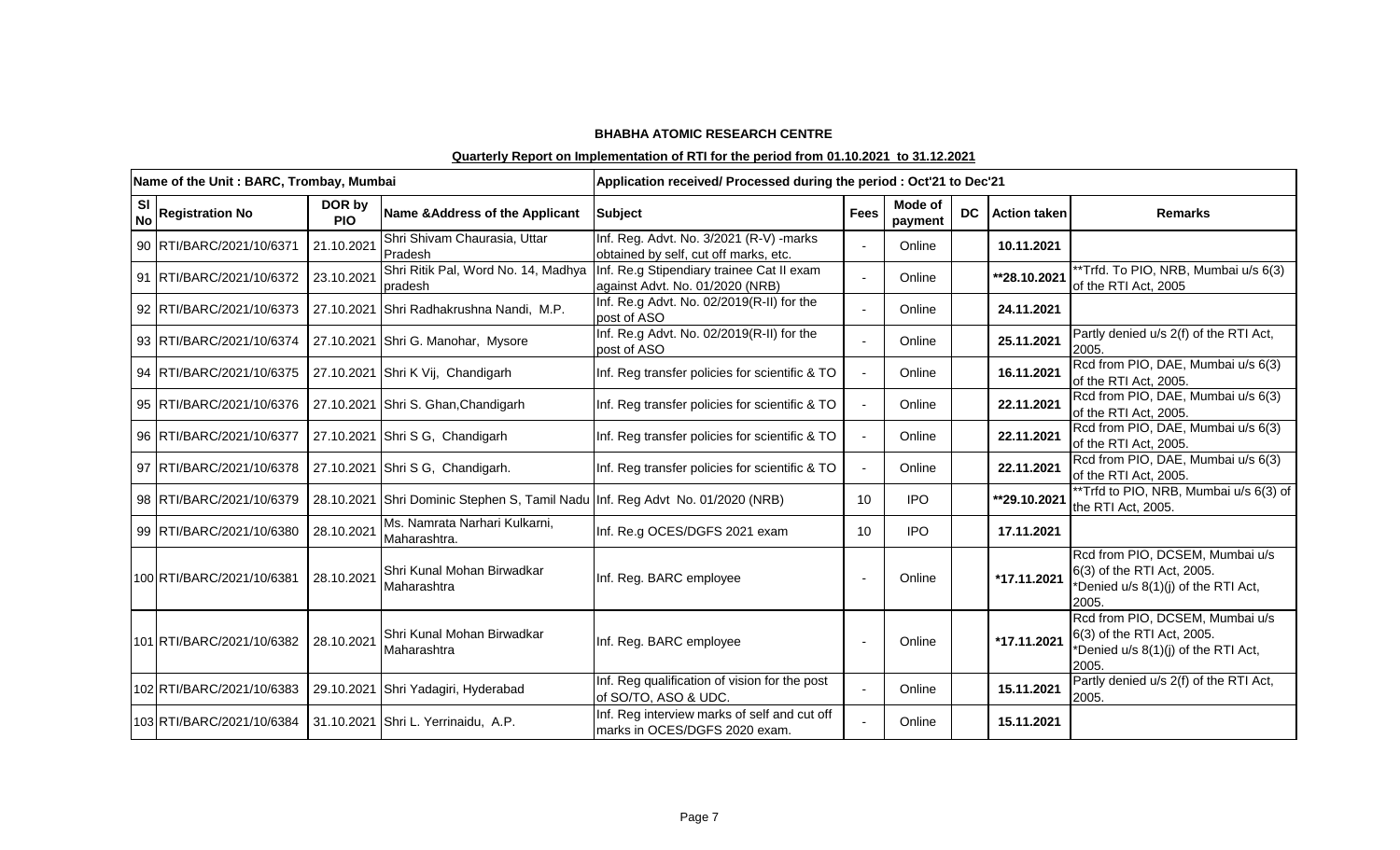**BHABHA ATOMIC RESEARCH CENTRE**

**Quarterly Report on Implementation of RTI for the period from 01.10.2021 to 31.12.2021**

| Name of the Unit : BARC, Trombay, Mumbai | | | | Application received/ Processed during the period : Oct'21 to Dec'21 | | | | | |
|---|---|---|---|---|---|---|---|---|---|
| Sl No | Registration No | DOR by PIO | Name &Address of the Applicant | Subject | Fees | Mode of payment | DC | Action taken | Remarks |
| 90 | RTI/BARC/2021/10/6371 | 21.10.2021 | Shri Shivam Chaurasia, Uttar Pradesh | Inf. Reg. Advt. No. 3/2021 (R-V) -marks obtained by self, cut off marks, etc. | - | Online | | 10.11.2021 | |
| 91 | RTI/BARC/2021/10/6372 | 23.10.2021 | Shri Ritik Pal, Word No. 14, Madhya pradesh | Inf. Re.g Stipendiary trainee Cat II exam against Advt. No. 01/2020 (NRB) | - | Online | | **28.10.2021 | **Trfd. To PIO, NRB, Mumbai u/s 6(3) of the RTI Act, 2005 |
| 92 | RTI/BARC/2021/10/6373 | 27.10.2021 | Shri Radhakrushna Nandi, M.P. | Inf. Re.g Advt. No. 02/2019(R-II) for the post of ASO | - | Online | | 24.11.2021 | |
| 93 | RTI/BARC/2021/10/6374 | 27.10.2021 | Shri G. Manohar, Mysore | Inf. Re.g Advt. No. 02/2019(R-II) for the post of ASO | - | Online | | 25.11.2021 | Partly denied u/s 2(f) of the RTI Act, 2005. |
| 94 | RTI/BARC/2021/10/6375 | 27.10.2021 | Shri K Vij, Chandigarh | Inf. Reg transfer policies for scientific & TO | - | Online | | 16.11.2021 | Rcd from PIO, DAE, Mumbai u/s 6(3) of the RTI Act, 2005. |
| 95 | RTI/BARC/2021/10/6376 | 27.10.2021 | Shri S. Ghan,Chandigarh | Inf. Reg transfer policies for scientific & TO | - | Online | | 22.11.2021 | Rcd from PIO, DAE, Mumbai u/s 6(3) of the RTI Act, 2005. |
| 96 | RTI/BARC/2021/10/6377 | 27.10.2021 | Shri S G, Chandigarh | Inf. Reg transfer policies for scientific & TO | - | Online | | 22.11.2021 | Rcd from PIO, DAE, Mumbai u/s 6(3) of the RTI Act, 2005. |
| 97 | RTI/BARC/2021/10/6378 | 27.10.2021 | Shri S G, Chandigarh. | Inf. Reg transfer policies for scientific & TO | - | Online | | 22.11.2021 | Rcd from PIO, DAE, Mumbai u/s 6(3) of the RTI Act, 2005. |
| 98 | RTI/BARC/2021/10/6379 | 28.10.2021 | Shri Dominic Stephen S, Tamil Nadu | Inf. Reg Advt No. 01/2020 (NRB) | 10 | IPO | | **29.10.2021 | **Trfd to PIO, NRB, Mumbai u/s 6(3) of the RTI Act, 2005. |
| 99 | RTI/BARC/2021/10/6380 | 28.10.2021 | Ms. Namrata Narhari Kulkarni, Maharashtra. | Inf. Re.g OCES/DGFS 2021 exam | 10 | IPO | | 17.11.2021 | |
| 100 | RTI/BARC/2021/10/6381 | 28.10.2021 | Shri Kunal Mohan Birwadkar Maharashtra | Inf. Reg. BARC employee | - | Online | | *17.11.2021 | Rcd from PIO, DCSEM, Mumbai u/s 6(3) of the RTI Act, 2005. *Denied u/s 8(1)(j) of the RTI Act, 2005. |
| 101 | RTI/BARC/2021/10/6382 | 28.10.2021 | Shri Kunal Mohan Birwadkar Maharashtra | Inf. Reg. BARC employee | - | Online | | *17.11.2021 | Rcd from PIO, DCSEM, Mumbai u/s 6(3) of the RTI Act, 2005. *Denied u/s 8(1)(j) of the RTI Act, 2005. |
| 102 | RTI/BARC/2021/10/6383 | 29.10.2021 | Shri Yadagiri, Hyderabad | Inf. Reg qualification of vision for the post of SO/TO, ASO & UDC. | - | Online | | 15.11.2021 | Partly denied u/s 2(f) of the RTI Act, 2005. |
| 103 | RTI/BARC/2021/10/6384 | 31.10.2021 | Shri L. Yerrinaidu, A.P. | Inf. Reg interview marks of self and cut off marks in OCES/DGFS 2020 exam. | - | Online | | 15.11.2021 | |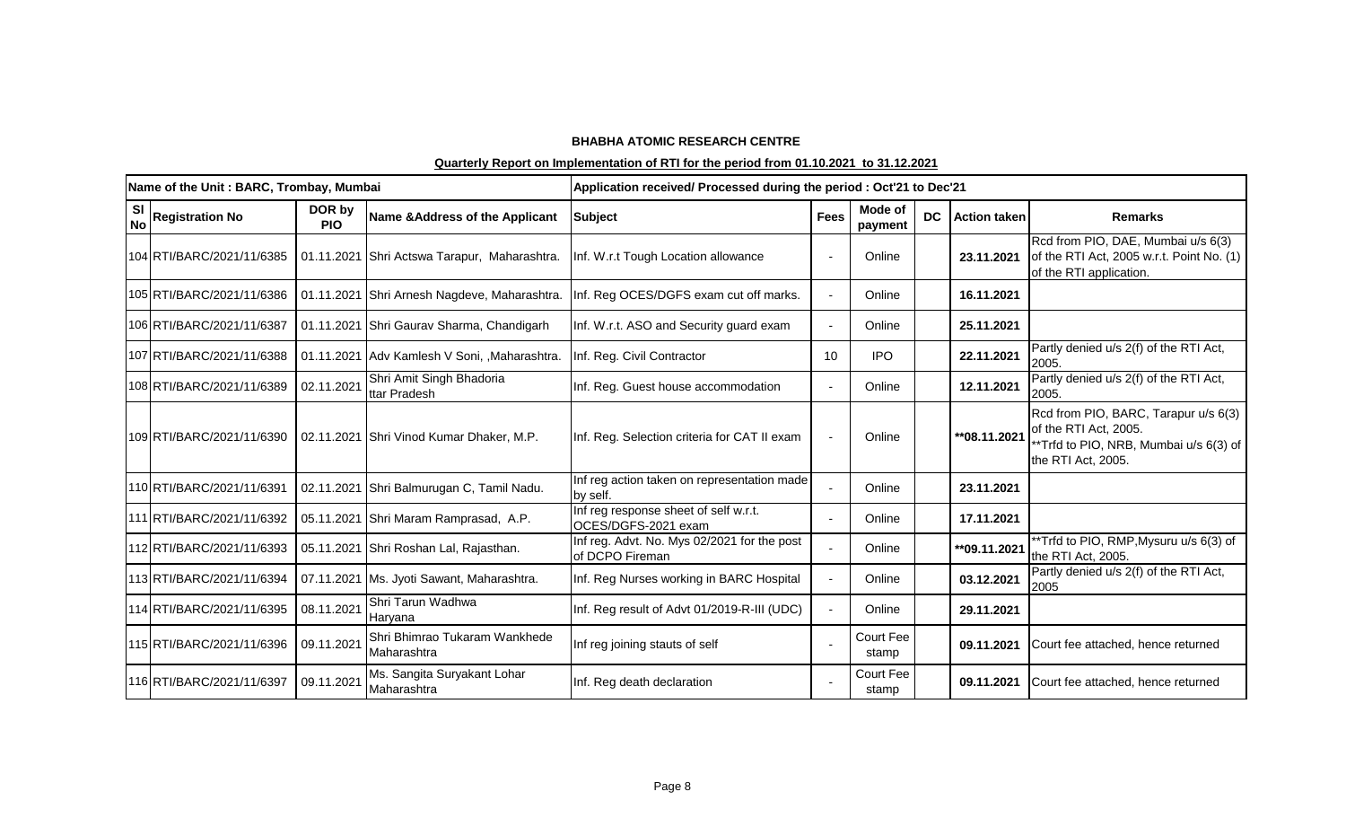**BHABHA ATOMIC RESEARCH CENTRE**

**Quarterly Report on Implementation of RTI for the period from 01.10.2021 to 31.12.2021**

| Name of the Unit : BARC, Trombay, Mumbai | | | | Application received/ Processed during the period : Oct'21 to Dec'21 | | | | | |
|---|---|---|---|---|---|---|---|---|---|
| Sl No | Registration No | DOR by PIO | Name &Address of the Applicant | Subject | Fees | Mode of payment | DC | Action taken | Remarks |
| 104 | RTI/BARC/2021/11/6385 | 01.11.2021 | Shri Actswa Tarapur, Maharashtra. | Inf. W.r.t Tough Location allowance | - | Online | | **23.11.2021** | Rcd from PIO, DAE, Mumbai u/s 6(3) of the RTI Act, 2005 w.r.t. Point No. (1) of the RTI application. |
| 105 | RTI/BARC/2021/11/6386 | 01.11.2021 | Shri Arnesh Nagdeve, Maharashtra. | Inf. Reg OCES/DGFS exam cut off marks. | - | Online | | **16.11.2021** | |
| 106 | RTI/BARC/2021/11/6387 | 01.11.2021 | Shri Gaurav Sharma, Chandigarh | Inf. W.r.t. ASO and Security guard exam | - | Online | | **25.11.2021** | |
| 107 | RTI/BARC/2021/11/6388 | 01.11.2021 | Adv Kamlesh V Soni, ,Maharashtra. | Inf. Reg. Civil Contractor | 10 | IPO | | **22.11.2021** | Partly denied u/s 2(f) of the RTI Act, 2005. |
| 108 | RTI/BARC/2021/11/6389 | 02.11.2021 | Shri Amit Singh Bhadoria ttar Pradesh | Inf. Reg. Guest house accommodation | - | Online | | **12.11.2021** | Partly denied u/s 2(f) of the RTI Act, 2005. |
| 109 | RTI/BARC/2021/11/6390 | 02.11.2021 | Shri Vinod Kumar Dhaker, M.P. | Inf. Reg. Selection criteria for CAT II exam | - | Online | | **\*\*08.11.2021** | Rcd from PIO, BARC, Tarapur u/s 6(3) of the RTI Act, 2005. **Trfd to PIO, NRB, Mumbai u/s 6(3) of the RTI Act, 2005. |
| 110 | RTI/BARC/2021/11/6391 | 02.11.2021 | Shri Balmurugan C, Tamil Nadu. | Inf reg action taken on representation made by self. | - | Online | | **23.11.2021** | |
| 111 | RTI/BARC/2021/11/6392 | 05.11.2021 | Shri Maram Ramprasad, A.P. | Inf reg response sheet of self w.r.t. OCES/DGFS-2021 exam | - | Online | | **17.11.2021** | |
| 112 | RTI/BARC/2021/11/6393 | 05.11.2021 | Shri Roshan Lal, Rajasthan. | Inf reg. Advt. No. Mys 02/2021 for the post of DCPO Fireman | - | Online | | **\*\*09.11.2021** | **Trfd to PIO, RMP,Mysuru u/s 6(3) of the RTI Act, 2005. |
| 113 | RTI/BARC/2021/11/6394 | 07.11.2021 | Ms. Jyoti Sawant, Maharashtra. | Inf. Reg Nurses working in BARC Hospital | - | Online | | **03.12.2021** | Partly denied u/s 2(f) of the RTI Act, 2005 |
| 114 | RTI/BARC/2021/11/6395 | 08.11.2021 | Shri Tarun Wadhwa Haryana | Inf. Reg result of Advt 01/2019-R-III (UDC) | - | Online | | **29.11.2021** | |
| 115 | RTI/BARC/2021/11/6396 | 09.11.2021 | Shri Bhimrao Tukaram Wankhede Maharashtra | Inf reg joining stauts of self | - | Court Fee stamp | | **09.11.2021** | Court fee attached, hence returned |
| 116 | RTI/BARC/2021/11/6397 | 09.11.2021 | Ms. Sangita Suryakant Lohar Maharashtra | Inf. Reg death declaration | - | Court Fee stamp | | **09.11.2021** | Court fee attached, hence returned |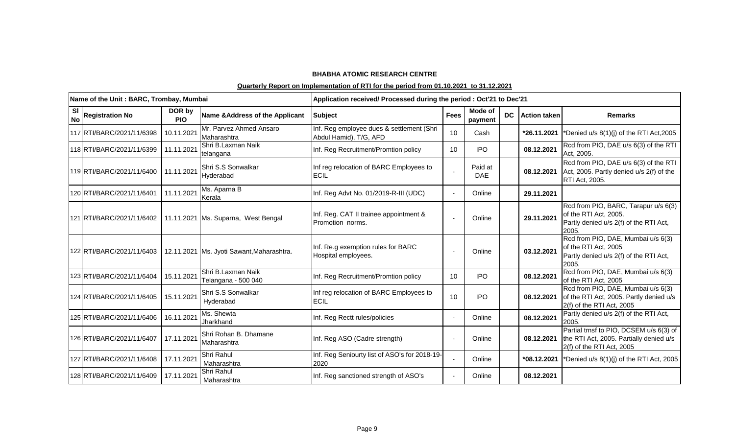**BHABHA ATOMIC RESEARCH CENTRE**

**Quarterly Report on Implementation of RTI for the period from 01.10.2021 to 31.12.2021**

| Name of the Unit : BARC, Trombay, Mumbai | | | | Application received/ Processed during the period : Oct'21 to Dec'21 | | | | | |
|---|---|---|---|---|---|---|---|---|---|
| Sl No | Registration No | DOR by PIO | Name &Address of the Applicant | Subject | Fees | Mode of payment | DC | Action taken | Remarks |
| 117 | RTI/BARC/2021/11/6398 | 10.11.2021 | Mr. Parvez Ahmed Ansaro Maharashtra | Inf. Reg employee dues & settlement (Shri Abdul Hamid), T/G, AFD | 10 | Cash | | **\*26.11.2021** | \*Denied u/s 8(1)(j) of the RTI Act,2005 |
| 118 | RTI/BARC/2021/11/6399 | 11.11.2021 | Shri B.Laxman Naik telangana | Inf. Reg Recruitment/Promtion policy | 10 | IPO | | **08.12.2021** | Rcd from PIO, DAE u/s 6(3) of the RTI Act, 2005. |
| 119 | RTI/BARC/2021/11/6400 | 11.11.2021 | Shri S.S Sonwalkar Hyderabad | Inf reg relocation of BARC Employees to ECIL | - | Paid at DAE | | **08.12.2021** | Rcd from PIO, DAE u/s 6(3) of the RTI Act, 2005. Partly denied u/s 2(f) of the RTI Act, 2005. |
| 120 | RTI/BARC/2021/11/6401 | 11.11.2021 | Ms. Aparna B Kerala | Inf. Reg Advt No. 01/2019-R-III (UDC) | - | Online | | **29.11.2021** | |
| 121 | RTI/BARC/2021/11/6402 | 11.11.2021 | Ms. Suparna, West Bengal | Inf. Reg. CAT II trainee appointment & Promotion norms. | - | Online | | **29.11.2021** | Rcd from PIO, BARC, Tarapur u/s 6(3) of the RTI Act, 2005. Partly denied u/s 2(f) of the RTI Act, 2005. |
| 122 | RTI/BARC/2021/11/6403 | 12.11.2021 | Ms. Jyoti Sawant,Maharashtra. | Inf. Re.g exemption rules for BARC Hospital employees. | - | Online | | **03.12.2021** | Rcd from PIO, DAE, Mumbai u/s 6(3) of the RTI Act, 2005 Partly denied u/s 2(f) of the RTI Act, 2005. |
| 123 | RTI/BARC/2021/11/6404 | 15.11.2021 | Shri B.Laxman Naik Telangana - 500 040 | Inf. Reg Recruitment/Promtion policy | 10 | IPO | | **08.12.2021** | Rcd from PIO, DAE, Mumbai u/s 6(3) of the RTI Act, 2005 |
| 124 | RTI/BARC/2021/11/6405 | 15.11.2021 | Shri S.S Sonwalkar Hyderabad | Inf reg relocation of BARC Employees to ECIL | 10 | IPO | | **08.12.2021** | Rcd from PIO, DAE, Mumbai u/s 6(3) of the RTI Act, 2005. Partly denied u/s 2(f) of the RTI Act, 2005 |
| 125 | RTI/BARC/2021/11/6406 | 16.11.2021 | Ms. Shewta Jharkhand | Inf. Reg Rectt rules/policies | - | Online | | **08.12.2021** | Partly denied u/s 2(f) of the RTI Act, 2005. |
| 126 | RTI/BARC/2021/11/6407 | 17.11.2021 | Shri Rohan B. Dhamane Maharashtra | Inf. Reg ASO (Cadre strength) | - | Online | | **08.12.2021** | Partial trnsf to PIO, DCSEM u/s 6(3) of the RTI Act, 2005. Partially denied u/s 2(f) of the RTI Act, 2005 |
| 127 | RTI/BARC/2021/11/6408 | 17.11.2021 | Shri Rahul Maharashtra | Inf. Reg Seniourty list of ASO's for 2018-19-2020 | - | Online | | **\*08.12.2021** | \*Denied u/s 8(1)(j) of the RTI Act, 2005 |
| 128 | RTI/BARC/2021/11/6409 | 17.11.2021 | Shri Rahul Maharashtra | Inf. Reg sanctioned strength of ASO's | - | Online | | **08.12.2021** | |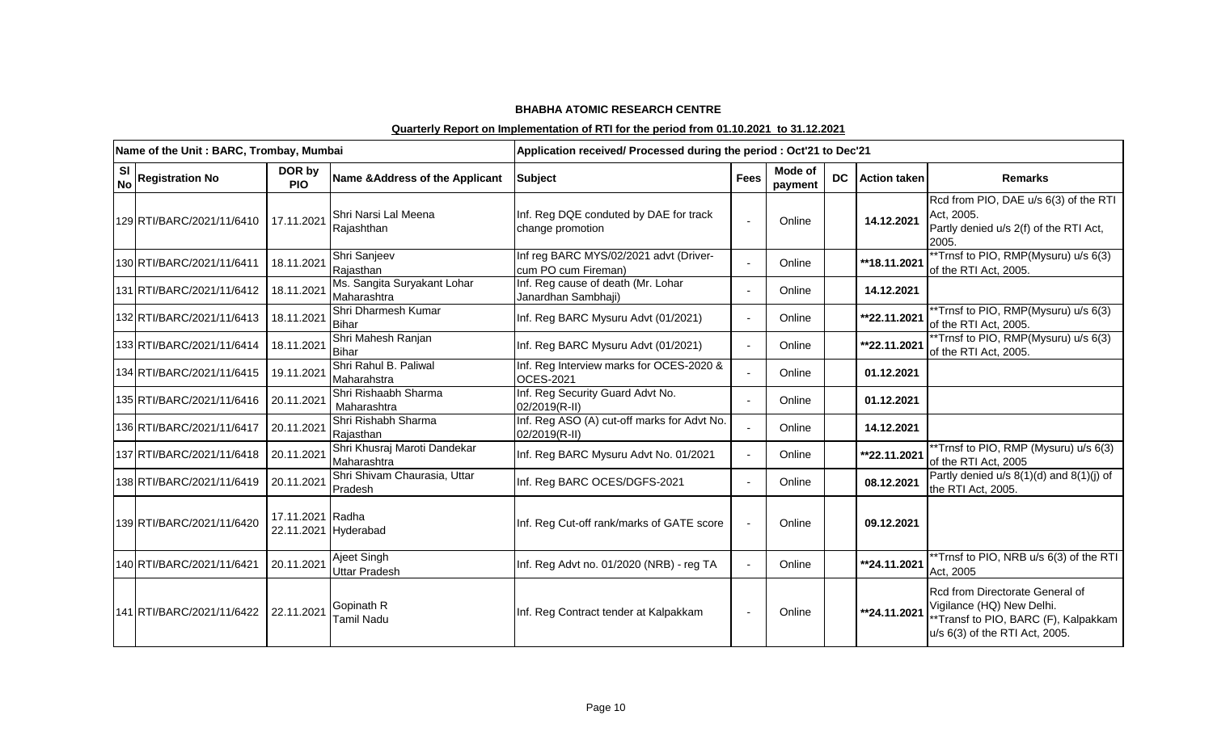**BHABHA ATOMIC RESEARCH CENTRE**

**Quarterly Report on Implementation of RTI for the period from 01.10.2021 to 31.12.2021**

| Name of the Unit : BARC, Trombay, Mumbai | | | | Application received/ Processed during the period : Oct'21 to Dec'21 | | | | | |
|---|---|---|---|---|---|---|---|---|---|
| Sl No | Registration No | DOR by PIO | Name &Address of the Applicant | Subject | Fees | Mode of payment | DC | Action taken | Remarks |
| 129 | RTI/BARC/2021/11/6410 | 17.11.2021 | Shri Narsi Lal Meena Rajashthan | Inf. Reg DQE conduted by DAE for track change promotion | - | Online | | 14.12.2021 | Rcd from PIO, DAE u/s 6(3) of the RTI Act, 2005. Partly denied u/s 2(f) of the RTI Act, 2005. |
| 130 | RTI/BARC/2021/11/6411 | 18.11.2021 | Shri Sanjeev Rajasthan | Inf reg BARC MYS/02/2021 advt (Driver-cum PO cum Fireman) | - | Online | | **18.11.2021 | **Trnsf to PIO, RMP(Mysuru) u/s 6(3) of the RTI Act, 2005. |
| 131 | RTI/BARC/2021/11/6412 | 18.11.2021 | Ms. Sangita Suryakant Lohar Maharashtra | Inf. Reg cause of death (Mr. Lohar Janardhan Sambhaji) | - | Online | | 14.12.2021 | |
| 132 | RTI/BARC/2021/11/6413 | 18.11.2021 | Shri Dharmesh Kumar Bihar | Inf. Reg BARC Mysuru Advt (01/2021) | - | Online | | **22.11.2021 | **Trnsf to PIO, RMP(Mysuru) u/s 6(3) of the RTI Act, 2005. |
| 133 | RTI/BARC/2021/11/6414 | 18.11.2021 | Shri Mahesh Ranjan Bihar | Inf. Reg BARC Mysuru Advt (01/2021) | - | Online | | **22.11.2021 | **Trnsf to PIO, RMP(Mysuru) u/s 6(3) of the RTI Act, 2005. |
| 134 | RTI/BARC/2021/11/6415 | 19.11.2021 | Shri Rahul B. Paliwal Maharahstra | Inf. Reg Interview marks for OCES-2020 & OCES-2021 | - | Online | | 01.12.2021 | |
| 135 | RTI/BARC/2021/11/6416 | 20.11.2021 | Shri Rishaabh Sharma Maharashtra | Inf. Reg Security Guard Advt No. 02/2019(R-II) | - | Online | | 01.12.2021 | |
| 136 | RTI/BARC/2021/11/6417 | 20.11.2021 | Shri Rishabh Sharma Rajasthan | Inf. Reg ASO (A) cut-off marks for Advt No. 02/2019(R-II) | - | Online | | 14.12.2021 | |
| 137 | RTI/BARC/2021/11/6418 | 20.11.2021 | Shri Khusraj Maroti Dandekar Maharashtra | Inf. Reg BARC Mysuru Advt No. 01/2021 | - | Online | | **22.11.2021 | **Trnsf to PIO, RMP (Mysuru) u/s 6(3) of the RTI Act, 2005 |
| 138 | RTI/BARC/2021/11/6419 | 20.11.2021 | Shri Shivam Chaurasia, Uttar Pradesh | Inf. Reg BARC OCES/DGFS-2021 | - | Online | | 08.12.2021 | Partly denied u/s 8(1)(d) and 8(1)(j) of the RTI Act, 2005. |
| 139 | RTI/BARC/2021/11/6420 | 17.11.2021 22.11.2021 | Radha Hyderabad | Inf. Reg Cut-off rank/marks of GATE score | - | Online | | 09.12.2021 | |
| 140 | RTI/BARC/2021/11/6421 | 20.11.2021 | Ajeet Singh Uttar Pradesh | Inf. Reg Advt no. 01/2020 (NRB) - reg TA | - | Online | | **24.11.2021 | **Trnsf to PIO, NRB u/s 6(3) of the RTI Act, 2005 |
| 141 | RTI/BARC/2021/11/6422 | 22.11.2021 | Gopinath R Tamil Nadu | Inf. Reg Contract tender at Kalpakkam | - | Online | | **24.11.2021 | Rcd from Directorate General of Vigilance (HQ) New Delhi. **Transf to PIO, BARC (F), Kalpakkam u/s 6(3) of the RTI Act, 2005. |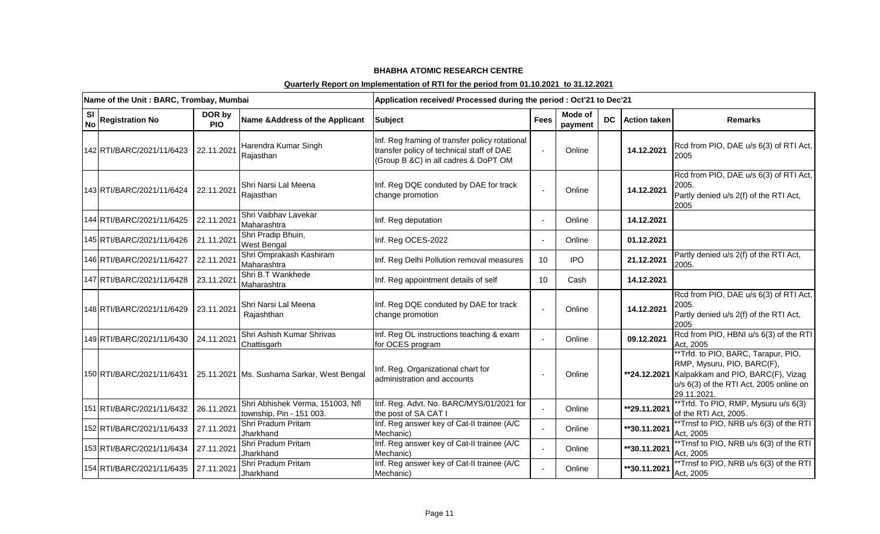**BHABHA ATOMIC RESEARCH CENTRE**

**Quarterly Report on Implementation of RTI for the period from 01.10.2021 to 31.12.2021**

| Name of the Unit : BARC, Trombay, Mumbai | | | | Application received/ Processed during the period : Oct'21 to Dec'21 | | | | | |
|---|---|---|---|---|---|---|---|---|---|
| Sl No | Registration No | DOR by PIO | Name &Address of the Applicant | Subject | Fees | Mode of payment | DC | Action taken | Remarks |
| 142 | RTI/BARC/2021/11/6423 | 22.11.2021 | Harendra Kumar Singh Rajasthan | Inf. Reg framing of transfer policy rotational transfer policy of technical staff of DAE (Group B &C) in all cadres & DoPT OM | - | Online | | **14.12.2021** | Rcd from PIO, DAE u/s 6(3) of RTI Act, 2005 |
| 143 | RTI/BARC/2021/11/6424 | 22.11.2021 | Shri Narsi Lal Meena Rajasthan | Inf. Reg DQE conduted by DAE for track change promotion | - | Online | | **14.12.2021** | Rcd from PIO, DAE u/s 6(3) of RTI Act, 2005. Partly denied u/s 2(f) of the RTI Act, 2005 |
| 144 | RTI/BARC/2021/11/6425 | 22.11.2021 | Shri Vaibhav Lavekar Maharashtra | Inf. Reg deputation | - | Online | | **14.12.2021** | |
| 145 | RTI/BARC/2021/11/6426 | 21.11.2021 | Shri Pradip Bhuin, West Bengal | Inf. Reg OCES-2022 | - | Online | | **01.12.2021** | |
| 146 | RTI/BARC/2021/11/6427 | 22.11.2021 | Shri Omprakash Kashiram Maharashtra | Inf. Reg Delhi Pollution removal measures | 10 | IPO | | **21.12.2021** | Partly denied u/s 2(f) of the RTI Act, 2005. |
| 147 | RTI/BARC/2021/11/6428 | 23.11.2021 | Shri B.T Wankhede Maharashtra | Inf. Reg appointment details of self | 10 | Cash | | **14.12.2021** | |
| 148 | RTI/BARC/2021/11/6429 | 23.11.2021 | Shri Narsi Lal Meena Rajashthan | Inf. Reg DQE conduted by DAE for track change promotion | - | Online | | **14.12.2021** | Rcd from PIO, DAE u/s 6(3) of RTI Act, 2005. Partly denied u/s 2(f) of the RTI Act, 2005 |
| 149 | RTI/BARC/2021/11/6430 | 24.11.2021 | Shri Ashish Kumar Shrivas Chattisgarh | Inf. Reg OL instructions teaching & exam for OCES program | - | Online | | **09.12.2021** | Rcd from PIO, HBNI u/s 6(3) of the RTI Act, 2005 |
| 150 | RTI/BARC/2021/11/6431 | 25.11.2021 | Ms. Sushama Sarkar, West Bengal | Inf. Reg. Organizational chart for administration and accounts | - | Online | | **\*\*24.12.2021** | \*\*Trfd. to PIO, BARC, Tarapur, PIO, RMP, Mysuru, PIO, BARC(F), Kalpakkam and PIO, BARC(F), Vizag u/s 6(3) of the RTI Act, 2005 online on 29.11.2021. |
| 151 | RTI/BARC/2021/11/6432 | 26.11.2021 | Shri Abhishek Verma, 151003, Nfl township, Pin - 151 003. | Inf. Reg. Advt. No. BARC/MYS/01/2021 for the post of SA CAT I | - | Online | | **\*\*29.11.2021** | \*\*Trfd. To PIO, RMP, Mysuru u/s 6(3) of the RTI Act, 2005. |
| 152 | RTI/BARC/2021/11/6433 | 27.11.2021 | Shri Pradum Pritam Jharkhand | Inf. Reg answer key of Cat-II trainee (A/C Mechanic) | - | Online | | **\*\*30.11.2021** | \*\*Trnsf to PIO, NRB u/s 6(3) of the RTI Act, 2005 |
| 153 | RTI/BARC/2021/11/6434 | 27.11.2021 | Shri Pradum Pritam Jharkhand | Inf. Reg answer key of Cat-II trainee (A/C Mechanic) | - | Online | | **\*\*30.11.2021** | \*\*Trnsf to PIO, NRB u/s 6(3) of the RTI Act, 2005 |
| 154 | RTI/BARC/2021/11/6435 | 27.11.2021 | Shri Pradum Pritam Jharkhand | Inf. Reg answer key of Cat-II trainee (A/C Mechanic) | - | Online | | **\*\*30.11.2021** | \*\*Trnsf to PIO, NRB u/s 6(3) of the RTI Act, 2005 |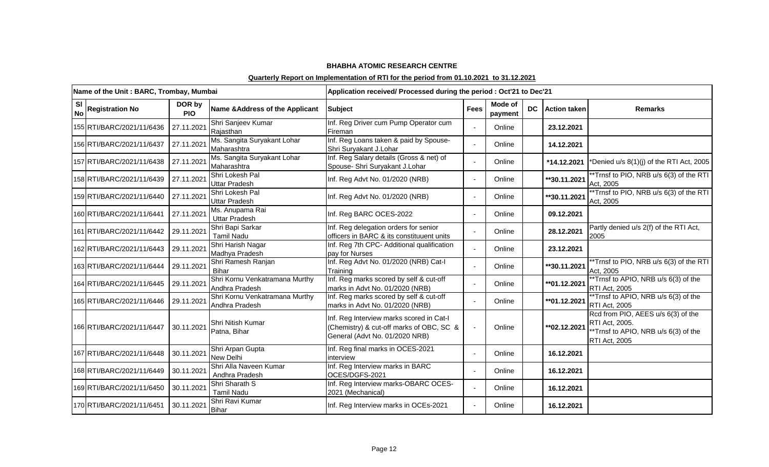**BHABHA ATOMIC RESEARCH CENTRE**

**Quarterly Report on Implementation of RTI for the period from 01.10.2021 to 31.12.2021**

| Name of the Unit : BARC, Trombay, Mumbai | | | | Application received/ Processed during the period : Oct'21 to Dec'21 | | | | | |
|---|---|---|---|---|---|---|---|---|---|
| Sl No | Registration No | DOR by PIO | Name &Address of the Applicant | Subject | Fees | Mode of payment | DC | Action taken | Remarks |
| 155 | RTI/BARC/2021/11/6436 | 27.11.2021 | Shri Sanjeev Kumar Rajasthan | Inf. Reg Driver cum Pump Operator cum Fireman | - | Online | | 23.12.2021 | |
| 156 | RTI/BARC/2021/11/6437 | 27.11.2021 | Ms. Sangita Suryakant Lohar Maharashtra | Inf. Reg Loans taken & paid by Spouse- Shri Suryakant J.Lohar | - | Online | | 14.12.2021 | |
| 157 | RTI/BARC/2021/11/6438 | 27.11.2021 | Ms. Sangita Suryakant Lohar Maharashtra | Inf. Reg Salary details (Gross & net) of Spouse- Shri Suryakant J.Lohar | - | Online | | *14.12.2021 | *Denied u/s 8(1)(j) of the RTI Act, 2005 |
| 158 | RTI/BARC/2021/11/6439 | 27.11.2021 | Shri Lokesh Pal Uttar Pradesh | Inf. Reg Advt No. 01/2020 (NRB) | - | Online | | **30.11.2021 | **Trnsf to PIO, NRB u/s 6(3) of the RTI Act, 2005 |
| 159 | RTI/BARC/2021/11/6440 | 27.11.2021 | Shri Lokesh Pal Uttar Pradesh | Inf. Reg Advt No. 01/2020 (NRB) | - | Online | | **30.11.2021 | **Trnsf to PIO, NRB u/s 6(3) of the RTI Act, 2005 |
| 160 | RTI/BARC/2021/11/6441 | 27.11.2021 | Ms. Anupama Rai Uttar Pradesh | Inf. Reg BARC OCES-2022 | - | Online | | 09.12.2021 | |
| 161 | RTI/BARC/2021/11/6442 | 29.11.2021 | Shri Bapi Sarkar Tamil Nadu | Inf. Reg delegation orders for senior officers in BARC & its constituuent units | - | Online | | 28.12.2021 | Partly denied u/s 2(f) of the RTI Act, 2005 |
| 162 | RTI/BARC/2021/11/6443 | 29.11.2021 | Shri Harish Nagar Madhya Pradesh | Inf. Reg 7th CPC- Additional qualification pay for Nurses | - | Online | | 23.12.2021 | |
| 163 | RTI/BARC/2021/11/6444 | 29.11.2021 | Shri Ramesh Ranjan Bihar | Inf. Reg Advt No. 01/2020 (NRB) Cat-I Training | - | Online | | **30.11.2021 | **Trnsf to PIO, NRB u/s 6(3) of the RTI Act, 2005 |
| 164 | RTI/BARC/2021/11/6445 | 29.11.2021 | Shri Kornu Venkatramana Murthy Andhra Pradesh | Inf. Reg marks scored by self & cut-off marks in Advt No. 01/2020 (NRB) | - | Online | | **01.12.2021 | **Trnsf to APIO, NRB u/s 6(3) of the RTI Act, 2005 |
| 165 | RTI/BARC/2021/11/6446 | 29.11.2021 | Shri Kornu Venkatramana Murthy Andhra Pradesh | Inf. Reg marks scored by self & cut-off marks in Advt No. 01/2020 (NRB) | - | Online | | **01.12.2021 | **Trnsf to APIO, NRB u/s 6(3) of the RTI Act, 2005 |
| 166 | RTI/BARC/2021/11/6447 | 30.11.2021 | Shri Nitish Kumar Patna, Bihar | Inf. Reg Interview marks scored in Cat-I (Chemistry) & cut-off marks of OBC, SC & General (Advt No. 01/2020 NRB) | - | Online | | **02.12.2021 | Rcd from PIO, AEES u/s 6(3) of the RTI Act, 2005. **Trnsf to APIO, NRB u/s 6(3) of the RTI Act, 2005 |
| 167 | RTI/BARC/2021/11/6448 | 30.11.2021 | Shri Arpan Gupta New Delhi | Inf. Reg final marks in OCES-2021 interview | - | Online | | 16.12.2021 | |
| 168 | RTI/BARC/2021/11/6449 | 30.11.2021 | Shri Alla Naveen Kumar Andhra Pradesh | Inf. Reg Interview marks in BARC OCES/DGFS-2021 | - | Online | | 16.12.2021 | |
| 169 | RTI/BARC/2021/11/6450 | 30.11.2021 | Shri Sharath S Tamil Nadu | Inf. Reg Interview marks-OBARC OCES-2021 (Mechanical) | - | Online | | 16.12.2021 | |
| 170 | RTI/BARC/2021/11/6451 | 30.11.2021 | Shri Ravi Kumar Bihar | Inf. Reg Interview marks in OCEs-2021 | - | Online | | 16.12.2021 | |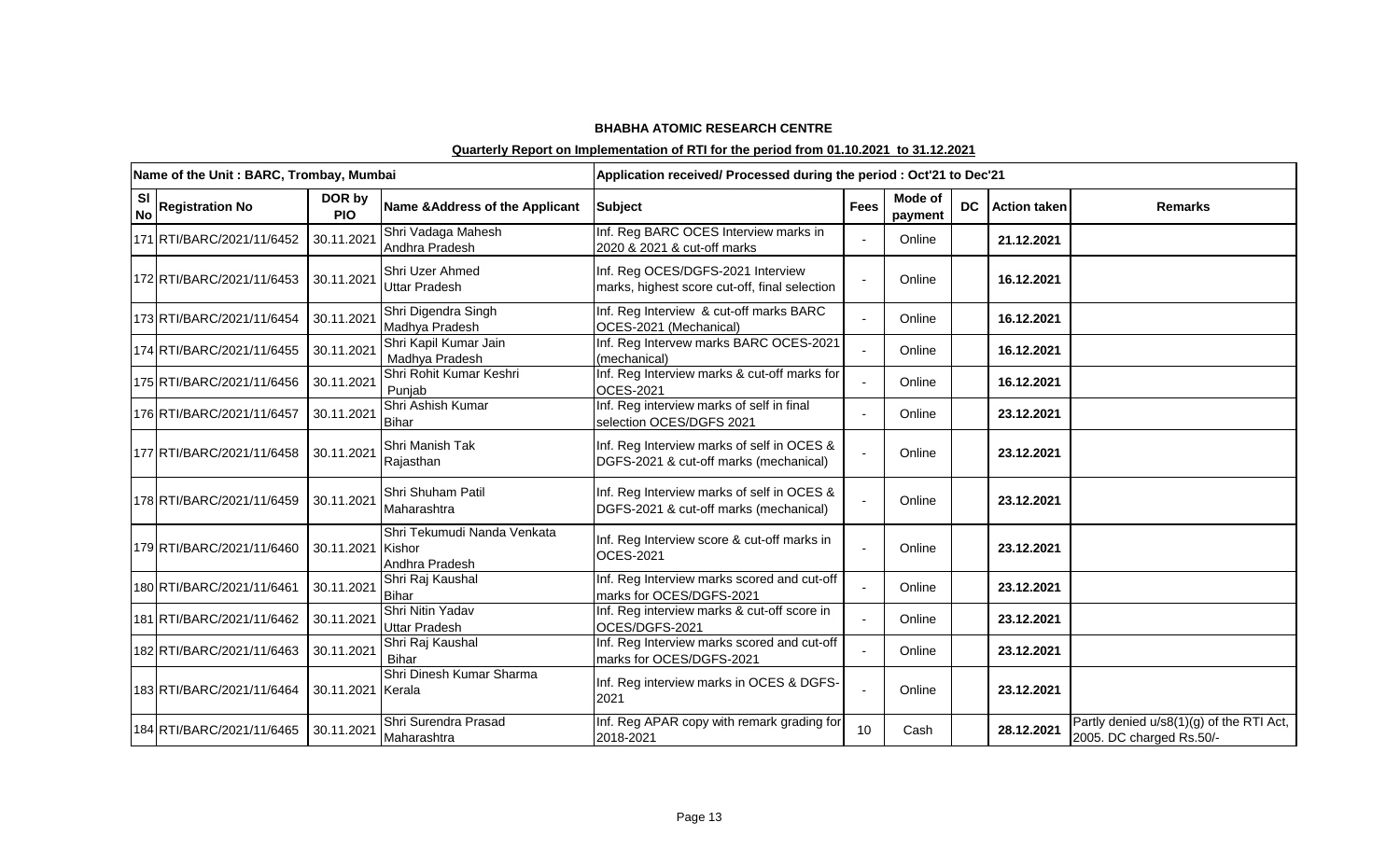**BHABHA ATOMIC RESEARCH CENTRE**

**Quarterly Report on Implementation of RTI for the period from 01.10.2021 to 31.12.2021**

| Name of the Unit : BARC, Trombay, Mumbai | | | | Application received/ Processed during the period : Oct'21 to Dec'21 | | | | | |
|---|---|---|---|---|---|---|---|---|---|
| Sl No | Registration No | DOR by PIO | Name &Address of the Applicant | Subject | Fees | Mode of payment | DC | Action taken | Remarks |
| 171 | RTI/BARC/2021/11/6452 | 30.11.2021 | Shri Vadaga Mahesh Andhra Pradesh | Inf. Reg BARC OCES Interview marks in 2020 & 2021 & cut-off marks | - | Online | | **21.12.2021** | |
| 172 | RTI/BARC/2021/11/6453 | 30.11.2021 | Shri Uzer Ahmed Uttar Pradesh | Inf. Reg OCES/DGFS-2021 Interview marks, highest score cut-off, final selection | - | Online | | **16.12.2021** | |
| 173 | RTI/BARC/2021/11/6454 | 30.11.2021 | Shri Digendra Singh Madhya Pradesh | Inf. Reg Interview & cut-off marks BARC OCES-2021 (Mechanical) | - | Online | | **16.12.2021** | |
| 174 | RTI/BARC/2021/11/6455 | 30.11.2021 | Shri Kapil Kumar Jain Madhya Pradesh | Inf. Reg Intervew marks BARC OCES-2021 (mechanical) | - | Online | | **16.12.2021** | |
| 175 | RTI/BARC/2021/11/6456 | 30.11.2021 | Shri Rohit Kumar Keshri Punjab | Inf. Reg Interview marks & cut-off marks for OCES-2021 | - | Online | | **16.12.2021** | |
| 176 | RTI/BARC/2021/11/6457 | 30.11.2021 | Shri Ashish Kumar Bihar | Inf. Reg interview marks of self in final selection OCES/DGFS 2021 | - | Online | | **23.12.2021** | |
| 177 | RTI/BARC/2021/11/6458 | 30.11.2021 | Shri Manish Tak Rajasthan | Inf. Reg Interview marks of self in OCES & DGFS-2021 & cut-off marks (mechanical) | - | Online | | **23.12.2021** | |
| 178 | RTI/BARC/2021/11/6459 | 30.11.2021 | Shri Shuham Patil Maharashtra | Inf. Reg Interview marks of self in OCES & DGFS-2021 & cut-off marks (mechanical) | - | Online | | **23.12.2021** | |
| 179 | RTI/BARC/2021/11/6460 | 30.11.2021 | Shri Tekumudi Nanda Venkata Kishor Andhra Pradesh | Inf. Reg Interview score & cut-off marks in OCES-2021 | - | Online | | **23.12.2021** | |
| 180 | RTI/BARC/2021/11/6461 | 30.11.2021 | Shri Raj Kaushal Bihar | Inf. Reg Interview marks scored and cut-off marks for OCES/DGFS-2021 | - | Online | | **23.12.2021** | |
| 181 | RTI/BARC/2021/11/6462 | 30.11.2021 | Shri Nitin Yadav Uttar Pradesh | Inf. Reg interview marks & cut-off score in OCES/DGFS-2021 | - | Online | | **23.12.2021** | |
| 182 | RTI/BARC/2021/11/6463 | 30.11.2021 | Shri Raj Kaushal Bihar | Inf. Reg Interview marks scored and cut-off marks for OCES/DGFS-2021 | - | Online | | **23.12.2021** | |
| 183 | RTI/BARC/2021/11/6464 | 30.11.2021 | Shri Dinesh Kumar Sharma Kerala | Inf. Reg interview marks in OCES & DGFS-2021 | - | Online | | **23.12.2021** | |
| 184 | RTI/BARC/2021/11/6465 | 30.11.2021 | Shri Surendra Prasad Maharashtra | Inf. Reg APAR copy with remark grading for 2018-2021 | 10 | Cash | | **28.12.2021** | Partly denied u/s8(1)(g) of the RTI Act, 2005. DC charged Rs.50/- |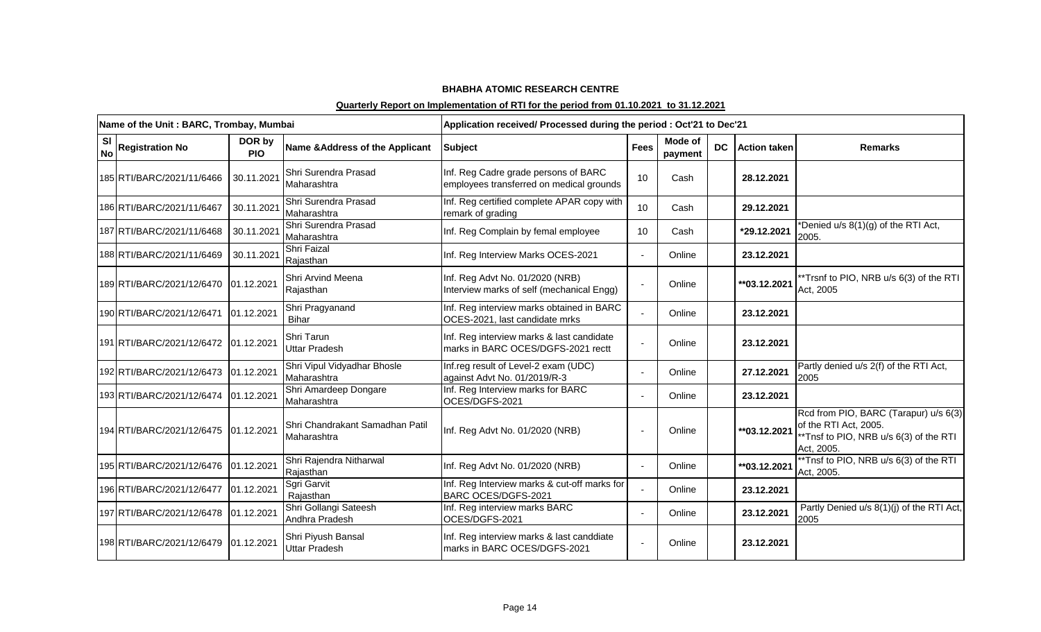**BHABHA ATOMIC RESEARCH CENTRE**

**Quarterly Report on Implementation of RTI for the period from 01.10.2021 to 31.12.2021**

| Name of the Unit : BARC, Trombay, Mumbai | | | | Application received/ Processed during the period : Oct'21 to Dec'21 | | | | | |
|---|---|---|---|---|---|---|---|---|---|
| Sl No | Registration No | DOR by PIO | Name &Address of the Applicant | Subject | Fees | Mode of payment | DC | Action taken | Remarks |
| 185 | RTI/BARC/2021/11/6466 | 30.11.2021 | Shri Surendra Prasad Maharashtra | Inf. Reg Cadre grade persons of BARC employees transferred on medical grounds | 10 | Cash | | 28.12.2021 | |
| 186 | RTI/BARC/2021/11/6467 | 30.11.2021 | Shri Surendra Prasad Maharashtra | Inf. Reg certified complete APAR copy with remark of grading | 10 | Cash | | 29.12.2021 | |
| 187 | RTI/BARC/2021/11/6468 | 30.11.2021 | Shri Surendra Prasad Maharashtra | Inf. Reg Complain by femal employee | 10 | Cash | | *29.12.2021 | *Denied u/s 8(1)(g) of the RTI Act, 2005. |
| 188 | RTI/BARC/2021/11/6469 | 30.11.2021 | Shri Faizal Rajasthan | Inf. Reg Interview Marks OCES-2021 | - | Online | | 23.12.2021 | |
| 189 | RTI/BARC/2021/12/6470 | 01.12.2021 | Shri Arvind Meena Rajasthan | Inf. Reg Advt No. 01/2020 (NRB) Interview marks of self (mechanical Engg) | - | Online | | **03.12.2021 | **Trsnf to PIO, NRB u/s 6(3) of the RTI Act, 2005 |
| 190 | RTI/BARC/2021/12/6471 | 01.12.2021 | Shri Pragyanand Bihar | Inf. Reg interview marks obtained in BARC OCES-2021, last candidate mrks | - | Online | | 23.12.2021 | |
| 191 | RTI/BARC/2021/12/6472 | 01.12.2021 | Shri Tarun Uttar Pradesh | Inf. Reg interview marks & last candidate marks in BARC OCES/DGFS-2021 rectt | - | Online | | 23.12.2021 | |
| 192 | RTI/BARC/2021/12/6473 | 01.12.2021 | Shri Vipul Vidyadhar Bhosle Maharashtra | Inf.reg result of Level-2 exam (UDC) against Advt No. 01/2019/R-3 | - | Online | | 27.12.2021 | Partly denied u/s 2(f) of the RTI Act, 2005 |
| 193 | RTI/BARC/2021/12/6474 | 01.12.2021 | Shri Amardeep Dongare Maharashtra | Inf. Reg Interview marks for BARC OCES/DGFS-2021 | - | Online | | 23.12.2021 | |
| 194 | RTI/BARC/2021/12/6475 | 01.12.2021 | Shri Chandrakant Samadhan Patil Maharashtra | Inf. Reg Advt No. 01/2020 (NRB) | - | Online | | **03.12.2021 | Rcd from PIO, BARC (Tarapur) u/s 6(3) of the RTI Act, 2005. **Tnsf to PIO, NRB u/s 6(3) of the RTI Act, 2005. |
| 195 | RTI/BARC/2021/12/6476 | 01.12.2021 | Shri Rajendra Nitharwal Rajasthan | Inf. Reg Advt No. 01/2020 (NRB) | - | Online | | **03.12.2021 | **Tnsf to PIO, NRB u/s 6(3) of the RTI Act, 2005. |
| 196 | RTI/BARC/2021/12/6477 | 01.12.2021 | Sgri Garvit Rajasthan | Inf. Reg Interview marks & cut-off marks for BARC OCES/DGFS-2021 | - | Online | | 23.12.2021 | |
| 197 | RTI/BARC/2021/12/6478 | 01.12.2021 | Shri Gollangi Sateesh Andhra Pradesh | Inf. Reg interview marks BARC OCES/DGFS-2021 | - | Online | | 23.12.2021 | Partly Denied u/s 8(1)(j) of the RTI Act, 2005 |
| 198 | RTI/BARC/2021/12/6479 | 01.12.2021 | Shri Piyush Bansal Uttar Pradesh | Inf. Reg interview marks & last canddiate marks in BARC OCES/DGFS-2021 | - | Online | | 23.12.2021 | |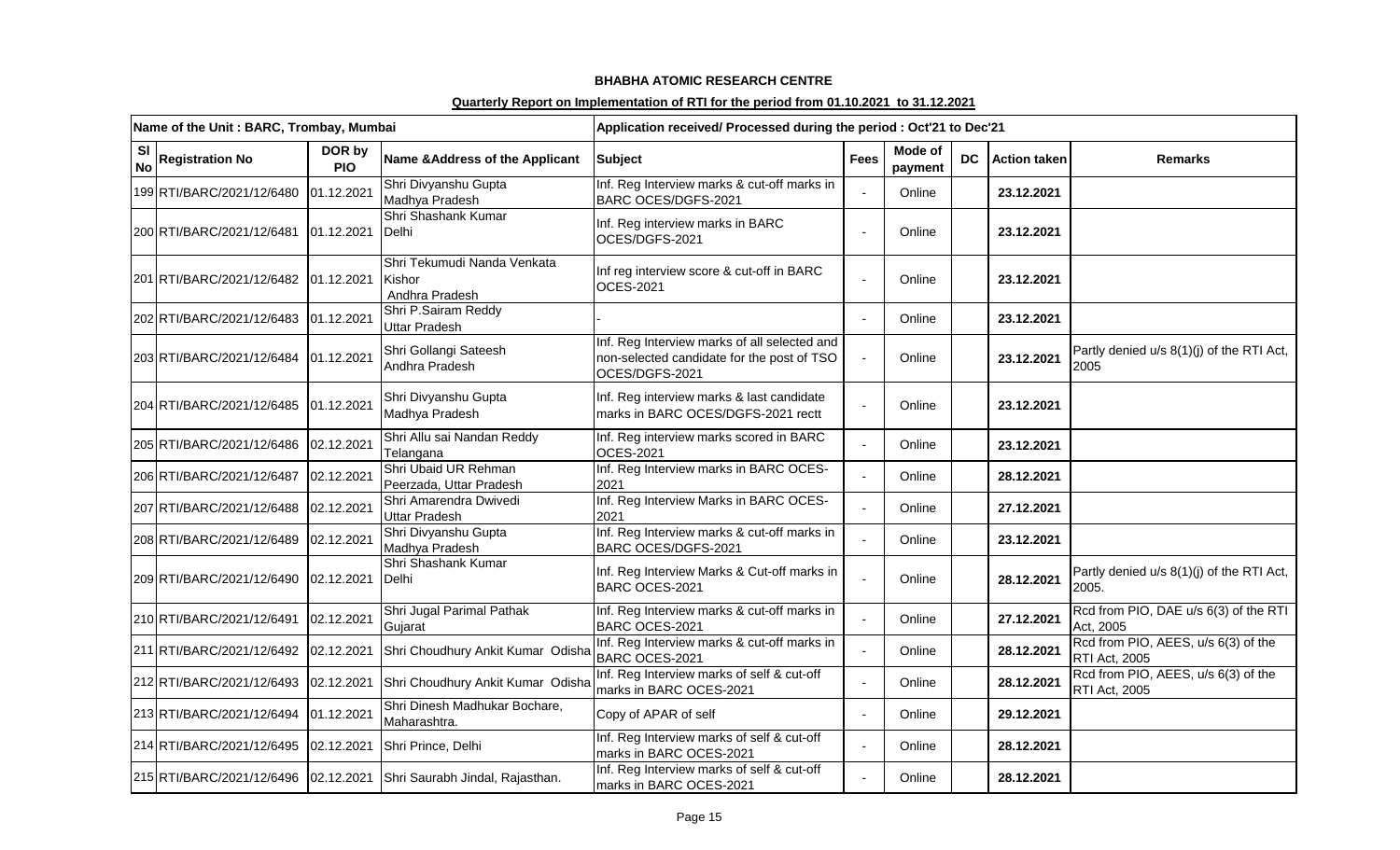**BHABHA ATOMIC RESEARCH CENTRE**

**Quarterly Report on Implementation of RTI for the period from 01.10.2021 to 31.12.2021**

| Name of the Unit : BARC, Trombay, Mumbai | | | | Application received/ Processed during the period : Oct'21 to Dec'21 | | | | | |
|---|---|---|---|---|---|---|---|---|---|
| Sl No | Registration No | DOR by PIO | Name &Address of the Applicant | Subject | Fees | Mode of payment | DC | Action taken | Remarks |
| 199 | RTI/BARC/2021/12/6480 | 01.12.2021 | Shri Divyanshu Gupta Madhya Pradesh | Inf. Reg Interview marks & cut-off marks in BARC OCES/DGFS-2021 | - | Online | | 23.12.2021 | |
| 200 | RTI/BARC/2021/12/6481 | 01.12.2021 | Shri Shashank Kumar Delhi | Inf. Reg interview marks in BARC OCES/DGFS-2021 | - | Online | | 23.12.2021 | |
| 201 | RTI/BARC/2021/12/6482 | 01.12.2021 | Shri Tekumudi Nanda Venkata Kishor Andhra Pradesh | Inf reg interview score & cut-off in BARC OCES-2021 | - | Online | | 23.12.2021 | |
| 202 | RTI/BARC/2021/12/6483 | 01.12.2021 | Shri P.Sairam Reddy Uttar Pradesh | - | - | Online | | 23.12.2021 | |
| 203 | RTI/BARC/2021/12/6484 | 01.12.2021 | Shri Gollangi Sateesh Andhra Pradesh | Inf. Reg Interview marks of all selected and non-selected candidate for the post of TSO OCES/DGFS-2021 | - | Online | | 23.12.2021 | Partly denied u/s 8(1)(j) of the RTI Act, 2005 |
| 204 | RTI/BARC/2021/12/6485 | 01.12.2021 | Shri Divyanshu Gupta Madhya Pradesh | Inf. Reg interview marks & last candidate marks in BARC OCES/DGFS-2021 rectt | - | Online | | 23.12.2021 | |
| 205 | RTI/BARC/2021/12/6486 | 02.12.2021 | Shri Allu sai Nandan Reddy Telangana | Inf. Reg interview marks scored in BARC OCES-2021 | - | Online | | 23.12.2021 | |
| 206 | RTI/BARC/2021/12/6487 | 02.12.2021 | Shri Ubaid UR Rehman Peerzada, Uttar Pradesh | Inf. Reg Interview marks in BARC OCES-2021 | - | Online | | 28.12.2021 | |
| 207 | RTI/BARC/2021/12/6488 | 02.12.2021 | Shri Amarendra Dwivedi Uttar Pradesh | Inf. Reg Interview Marks in BARC OCES-2021 | - | Online | | 27.12.2021 | |
| 208 | RTI/BARC/2021/12/6489 | 02.12.2021 | Shri Divyanshu Gupta Madhya Pradesh | Inf. Reg Interview marks & cut-off marks in BARC OCES/DGFS-2021 | - | Online | | 23.12.2021 | |
| 209 | RTI/BARC/2021/12/6490 | 02.12.2021 | Shri Shashank Kumar Delhi | Inf. Reg Interview Marks & Cut-off marks in BARC OCES-2021 | - | Online | | 28.12.2021 | Partly denied u/s 8(1)(j) of the RTI Act, 2005. |
| 210 | RTI/BARC/2021/12/6491 | 02.12.2021 | Shri Jugal Parimal Pathak Gujarat | Inf. Reg Interview marks & cut-off marks in BARC OCES-2021 | - | Online | | 27.12.2021 | Rcd from PIO, DAE u/s 6(3) of the RTI Act, 2005 |
| 211 | RTI/BARC/2021/12/6492 | 02.12.2021 | Shri Choudhury Ankit Kumar Odisha | Inf. Reg Interview marks & cut-off marks in BARC OCES-2021 | - | Online | | 28.12.2021 | Rcd from PIO, AEES, u/s 6(3) of the RTI Act, 2005 |
| 212 | RTI/BARC/2021/12/6493 | 02.12.2021 | Shri Choudhury Ankit Kumar Odisha | Inf. Reg Interview marks of self & cut-off marks in BARC OCES-2021 | - | Online | | 28.12.2021 | Rcd from PIO, AEES, u/s 6(3) of the RTI Act, 2005 |
| 213 | RTI/BARC/2021/12/6494 | 01.12.2021 | Shri Dinesh Madhukar Bochare, Maharashtra. | Copy of APAR of self | - | Online | | 29.12.2021 | |
| 214 | RTI/BARC/2021/12/6495 | 02.12.2021 | Shri Prince, Delhi | Inf. Reg Interview marks of self & cut-off marks in BARC OCES-2021 | - | Online | | 28.12.2021 | |
| 215 | RTI/BARC/2021/12/6496 | 02.12.2021 | Shri Saurabh Jindal, Rajasthan. | Inf. Reg Interview marks of self & cut-off marks in BARC OCES-2021 | - | Online | | 28.12.2021 | |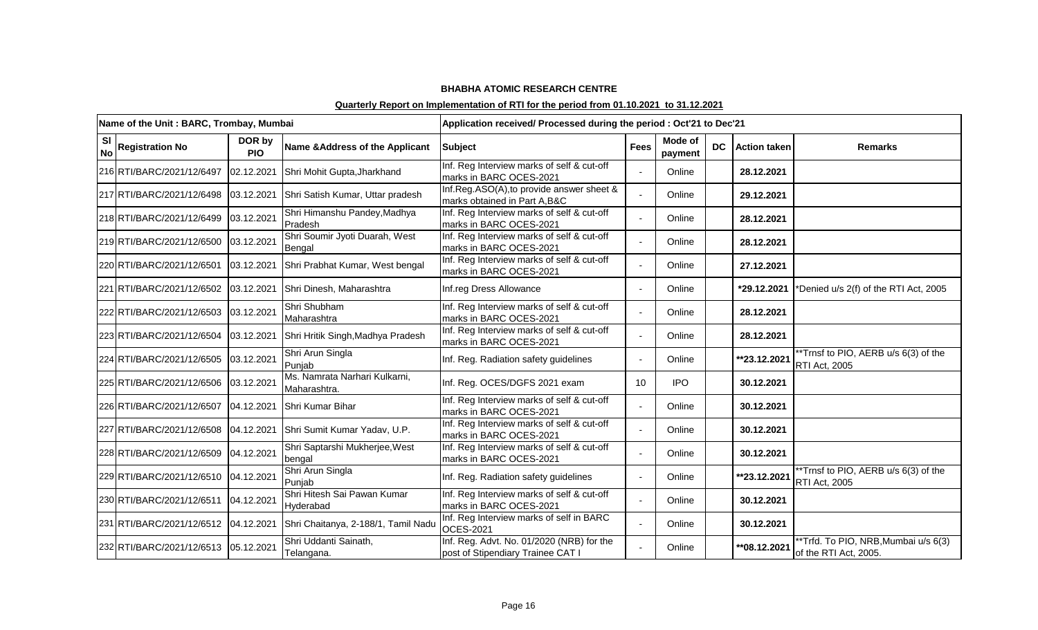**BHABHA ATOMIC RESEARCH CENTRE**

**Quarterly Report on Implementation of RTI for the period from 01.10.2021 to 31.12.2021**

| Name of the Unit : BARC, Trombay, Mumbai | | | | Application received/ Processed during the period : Oct'21 to Dec'21 | | | | | |
|---|---|---|---|---|---|---|---|---|---|
| Sl No | Registration No | DOR by PIO | Name &Address of the Applicant | Subject | Fees | Mode of payment | DC | Action taken | Remarks |
| 216 | RTI/BARC/2021/12/6497 | 02.12.2021 | Shri Mohit Gupta,Jharkhand | Inf. Reg Interview marks of self & cut-off marks in BARC OCES-2021 | - | Online | | **28.12.2021** | |
| 217 | RTI/BARC/2021/12/6498 | 03.12.2021 | Shri Satish Kumar, Uttar pradesh | Inf.Reg.ASO(A),to provide answer sheet & marks obtained in Part A,B&C | - | Online | | **29.12.2021** | |
| 218 | RTI/BARC/2021/12/6499 | 03.12.2021 | Shri Himanshu Pandey,Madhya Pradesh | Inf. Reg Interview marks of self & cut-off marks in BARC OCES-2021 | - | Online | | **28.12.2021** | |
| 219 | RTI/BARC/2021/12/6500 | 03.12.2021 | Shri Soumir Jyoti Duarah, West Bengal | Inf. Reg Interview marks of self & cut-off marks in BARC OCES-2021 | - | Online | | **28.12.2021** | |
| 220 | RTI/BARC/2021/12/6501 | 03.12.2021 | Shri Prabhat Kumar, West bengal | Inf. Reg Interview marks of self & cut-off marks in BARC OCES-2021 | - | Online | | **27.12.2021** | |
| 221 | RTI/BARC/2021/12/6502 | 03.12.2021 | Shri Dinesh, Maharashtra | Inf.reg Dress Allowance | - | Online | | **\*29.12.2021** | \*Denied u/s 2(f) of the RTI Act, 2005 |
| 222 | RTI/BARC/2021/12/6503 | 03.12.2021 | Shri Shubham Maharashtra | Inf. Reg Interview marks of self & cut-off marks in BARC OCES-2021 | - | Online | | **28.12.2021** | |
| 223 | RTI/BARC/2021/12/6504 | 03.12.2021 | Shri Hritik Singh,Madhya Pradesh | Inf. Reg Interview marks of self & cut-off marks in BARC OCES-2021 | - | Online | | **28.12.2021** | |
| 224 | RTI/BARC/2021/12/6505 | 03.12.2021 | Shri Arun Singla Punjab | Inf. Reg. Radiation safety guidelines | - | Online | | **\*\*23.12.2021** | \*\*Trnsf to PIO, AERB u/s 6(3) of the RTI Act, 2005 |
| 225 | RTI/BARC/2021/12/6506 | 03.12.2021 | Ms. Namrata Narhari Kulkarni, Maharashtra. | Inf. Reg. OCES/DGFS 2021 exam | 10 | IPO | | **30.12.2021** | |
| 226 | RTI/BARC/2021/12/6507 | 04.12.2021 | Shri Kumar Bihar | Inf. Reg Interview marks of self & cut-off marks in BARC OCES-2021 | - | Online | | **30.12.2021** | |
| 227 | RTI/BARC/2021/12/6508 | 04.12.2021 | Shri Sumit Kumar Yadav, U.P. | Inf. Reg Interview marks of self & cut-off marks in BARC OCES-2021 | - | Online | | **30.12.2021** | |
| 228 | RTI/BARC/2021/12/6509 | 04.12.2021 | Shri Saptarshi Mukherjee,West bengal | Inf. Reg Interview marks of self & cut-off marks in BARC OCES-2021 | - | Online | | **30.12.2021** | |
| 229 | RTI/BARC/2021/12/6510 | 04.12.2021 | Shri Arun Singla Punjab | Inf. Reg. Radiation safety guidelines | - | Online | | **\*\*23.12.2021** | \*\*Trnsf to PIO, AERB u/s 6(3) of the RTI Act, 2005 |
| 230 | RTI/BARC/2021/12/6511 | 04.12.2021 | Shri Hitesh Sai Pawan Kumar Hyderabad | Inf. Reg Interview marks of self & cut-off marks in BARC OCES-2021 | - | Online | | **30.12.2021** | |
| 231 | RTI/BARC/2021/12/6512 | 04.12.2021 | Shri Chaitanya, 2-188/1, Tamil Nadu | Inf. Reg Interview marks of self in BARC OCES-2021 | - | Online | | **30.12.2021** | |
| 232 | RTI/BARC/2021/12/6513 | 05.12.2021 | Shri Uddanti Sainath, Telangana. | Inf. Reg. Advt. No. 01/2020 (NRB) for the post of Stipendiary Trainee CAT I | - | Online | | **\*\*08.12.2021** | \*\*Trfd. To PIO, NRB,Mumbai u/s 6(3) of the RTI Act, 2005. |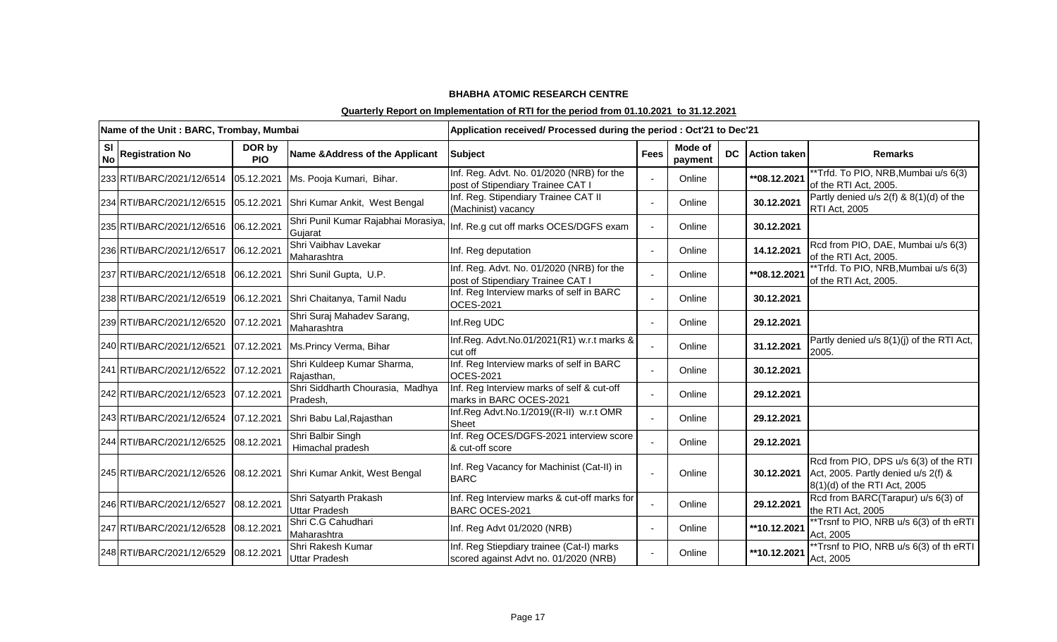**BHABHA ATOMIC RESEARCH CENTRE**

**Quarterly Report on Implementation of RTI for the period from 01.10.2021 to 31.12.2021**

| Name of the Unit : BARC, Trombay, Mumbai | | | | Application received/ Processed during the period : Oct'21 to Dec'21 | | | | | |
|---|---|---|---|---|---|---|---|---|---|
| Sl No | Registration No | DOR by PIO | Name &Address of the Applicant | Subject | Fees | Mode of payment | DC | Action taken | Remarks |
| 233 | RTI/BARC/2021/12/6514 | 05.12.2021 | Ms. Pooja Kumari, Bihar. | Inf. Reg. Advt. No. 01/2020 (NRB) for the post of Stipendiary Trainee CAT I | - | Online | | **08.12.2021 | **Trfd. To PIO, NRB,Mumbai u/s 6(3) of the RTI Act, 2005. |
| 234 | RTI/BARC/2021/12/6515 | 05.12.2021 | Shri Kumar Ankit, West Bengal | Inf. Reg. Stipendiary Trainee CAT II (Machinist) vacancy | - | Online | | 30.12.2021 | Partly denied u/s 2(f) & 8(1)(d) of the RTI Act, 2005 |
| 235 | RTI/BARC/2021/12/6516 | 06.12.2021 | Shri Punil Kumar Rajabhai Morasiya, Gujarat | Inf. Re.g cut off marks OCES/DGFS exam | - | Online | | 30.12.2021 | |
| 236 | RTI/BARC/2021/12/6517 | 06.12.2021 | Shri Vaibhav Lavekar Maharashtra | Inf. Reg deputation | - | Online | | 14.12.2021 | Rcd from PIO, DAE, Mumbai u/s 6(3) of the RTI Act, 2005. |
| 237 | RTI/BARC/2021/12/6518 | 06.12.2021 | Shri Sunil Gupta, U.P. | Inf. Reg. Advt. No. 01/2020 (NRB) for the post of Stipendiary Trainee CAT I | - | Online | | **08.12.2021 | **Trfd. To PIO, NRB,Mumbai u/s 6(3) of the RTI Act, 2005. |
| 238 | RTI/BARC/2021/12/6519 | 06.12.2021 | Shri Chaitanya, Tamil Nadu | Inf. Reg Interview marks of self in BARC OCES-2021 | - | Online | | 30.12.2021 | |
| 239 | RTI/BARC/2021/12/6520 | 07.12.2021 | Shri Suraj Mahadev Sarang, Maharashtra | Inf.Reg UDC | - | Online | | 29.12.2021 | |
| 240 | RTI/BARC/2021/12/6521 | 07.12.2021 | Ms.Princy Verma, Bihar | Inf.Reg. Advt.No.01/2021(R1) w.r.t marks & cut off | - | Online | | 31.12.2021 | Partly denied u/s 8(1)(j) of the RTI Act, 2005. |
| 241 | RTI/BARC/2021/12/6522 | 07.12.2021 | Shri Kuldeep Kumar Sharma, Rajasthan, | Inf. Reg Interview marks of self in BARC OCES-2021 | - | Online | | 30.12.2021 | |
| 242 | RTI/BARC/2021/12/6523 | 07.12.2021 | Shri Siddharth Chourasia, Madhya Pradesh, | Inf. Reg Interview marks of self & cut-off marks in BARC OCES-2021 | - | Online | | 29.12.2021 | |
| 243 | RTI/BARC/2021/12/6524 | 07.12.2021 | Shri Babu Lal,Rajasthan | Inf.Reg Advt.No.1/2019((R-II) w.r.t OMR Sheet | - | Online | | 29.12.2021 | |
| 244 | RTI/BARC/2021/12/6525 | 08.12.2021 | Shri Balbir Singh Himachal pradesh | Inf. Reg OCES/DGFS-2021 interview score & cut-off score | - | Online | | 29.12.2021 | |
| 245 | RTI/BARC/2021/12/6526 | 08.12.2021 | Shri Kumar Ankit, West Bengal | Inf. Reg Vacancy for Machinist (Cat-II) in BARC | - | Online | | 30.12.2021 | Rcd from PIO, DPS u/s 6(3) of the RTI Act, 2005. Partly denied u/s 2(f) & 8(1)(d) of the RTI Act, 2005 |
| 246 | RTI/BARC/2021/12/6527 | 08.12.2021 | Shri Satyarth Prakash Uttar Pradesh | Inf. Reg Interview marks & cut-off marks for BARC OCES-2021 | - | Online | | 29.12.2021 | Rcd from BARC(Tarapur) u/s 6(3) of the RTI Act, 2005 |
| 247 | RTI/BARC/2021/12/6528 | 08.12.2021 | Shri C.G Cahudhari Maharashtra | Inf. Reg Advt 01/2020 (NRB) | - | Online | | **10.12.2021 | **Trsnf to PIO, NRB u/s 6(3) of th eRTI Act, 2005 |
| 248 | RTI/BARC/2021/12/6529 | 08.12.2021 | Shri Rakesh Kumar Uttar Pradesh | Inf. Reg Stiepdiary trainee (Cat-I) marks scored against Advt no. 01/2020 (NRB) | - | Online | | **10.12.2021 | **Trsnf to PIO, NRB u/s 6(3) of th eRTI Act, 2005 |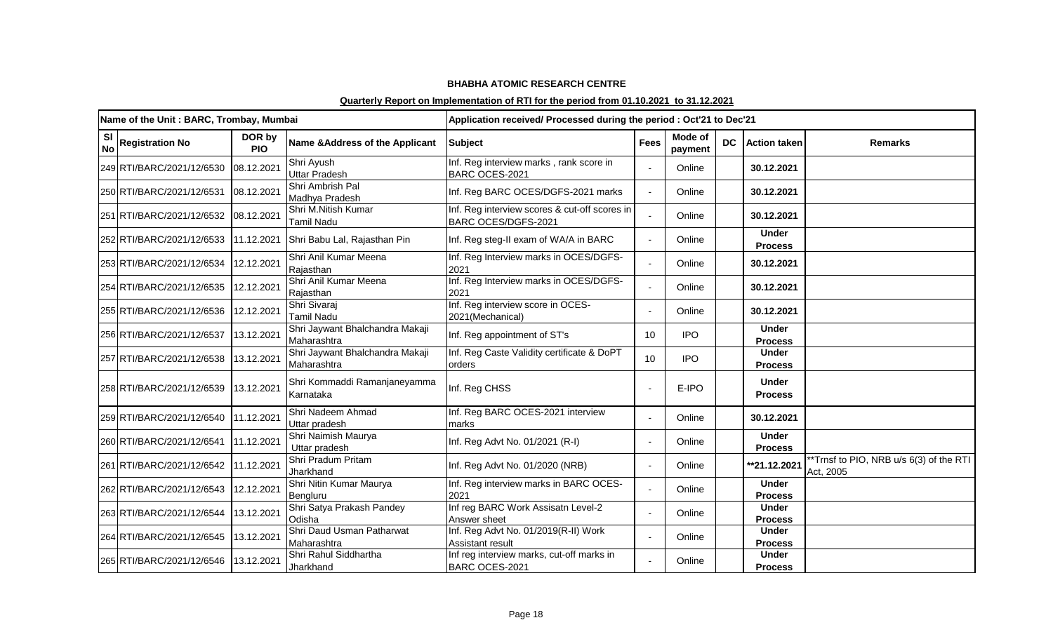**BHABHA ATOMIC RESEARCH CENTRE**

**Quarterly Report on Implementation of RTI for the period from 01.10.2021 to 31.12.2021**

| Name of the Unit : BARC, Trombay, Mumbai | | | | Application received/ Processed during the period : Oct'21 to Dec'21 | | | | | |
|---|---|---|---|---|---|---|---|---|---|
| **Sl No** | **Registration No** | **DOR by PIO** | **Name &Address of the Applicant** | **Subject** | **Fees** | **Mode of payment** | **DC** | **Action taken** | **Remarks** |
| 249 | RTI/BARC/2021/12/6530 | 08.12.2021 | Shri Ayush Uttar Pradesh | Inf. Reg interview marks , rank score in BARC OCES-2021 | - | Online | | **30.12.2021** | |
| 250 | RTI/BARC/2021/12/6531 | 08.12.2021 | Shri Ambrish Pal Madhya Pradesh | Inf. Reg BARC OCES/DGFS-2021 marks | - | Online | | **30.12.2021** | |
| 251 | RTI/BARC/2021/12/6532 | 08.12.2021 | Shri M.Nitish Kumar Tamil Nadu | Inf. Reg interview scores & cut-off scores in BARC OCES/DGFS-2021 | - | Online | | **30.12.2021** | |
| 252 | RTI/BARC/2021/12/6533 | 11.12.2021 | Shri Babu Lal, Rajasthan Pin | Inf. Reg steg-II exam of WA/A in BARC | - | Online | | **Under Process** | |
| 253 | RTI/BARC/2021/12/6534 | 12.12.2021 | Shri Anil Kumar Meena Rajasthan | Inf. Reg Interview marks in OCES/DGFS-2021 | - | Online | | **30.12.2021** | |
| 254 | RTI/BARC/2021/12/6535 | 12.12.2021 | Shri Anil Kumar Meena Rajasthan | Inf. Reg Interview marks in OCES/DGFS-2021 | - | Online | | **30.12.2021** | |
| 255 | RTI/BARC/2021/12/6536 | 12.12.2021 | Shri Sivaraj Tamil Nadu | Inf. Reg interview score in OCES-2021(Mechanical) | - | Online | | **30.12.2021** | |
| 256 | RTI/BARC/2021/12/6537 | 13.12.2021 | Shri Jaywant Bhalchandra Makaji Maharashtra | Inf. Reg appointment of ST's | 10 | IPO | | **Under Process** | |
| 257 | RTI/BARC/2021/12/6538 | 13.12.2021 | Shri Jaywant Bhalchandra Makaji Maharashtra | Inf. Reg Caste Validity certificate & DoPT orders | 10 | IPO | | **Under Process** | |
| 258 | RTI/BARC/2021/12/6539 | 13.12.2021 | Shri Kommaddi Ramanjaneyamma Karnataka | Inf. Reg CHSS | - | E-IPO | | **Under Process** | |
| 259 | RTI/BARC/2021/12/6540 | 11.12.2021 | Shri Nadeem Ahmad Uttar pradesh | Inf. Reg BARC OCES-2021 interview marks | - | Online | | **30.12.2021** | |
| 260 | RTI/BARC/2021/12/6541 | 11.12.2021 | Shri Naimish Maurya Uttar pradesh | Inf. Reg Advt No. 01/2021 (R-I) | - | Online | | **Under Process** | |
| 261 | RTI/BARC/2021/12/6542 | 11.12.2021 | Shri Pradum Pritam Jharkhand | Inf. Reg Advt No. 01/2020 (NRB) | - | Online | | **\*\*21.12.2021** | \*\*Trnsf to PIO, NRB u/s 6(3) of the RTI Act, 2005 |
| 262 | RTI/BARC/2021/12/6543 | 12.12.2021 | Shri Nitin Kumar Maurya Bengluru | Inf. Reg interview marks in BARC OCES-2021 | - | Online | | **Under Process** | |
| 263 | RTI/BARC/2021/12/6544 | 13.12.2021 | Shri Satya Prakash Pandey Odisha | Inf reg BARC Work Assisatn Level-2 Answer sheet | - | Online | | **Under Process** | |
| 264 | RTI/BARC/2021/12/6545 | 13.12.2021 | Shri Daud Usman Patharwat Maharashtra | Inf. Reg Advt No. 01/2019(R-II) Work Assistant result | - | Online | | **Under Process** | |
| 265 | RTI/BARC/2021/12/6546 | 13.12.2021 | Shri Rahul Siddhartha Jharkhand | Inf reg interview marks, cut-off marks in BARC OCES-2021 | - | Online | | **Under Process** | |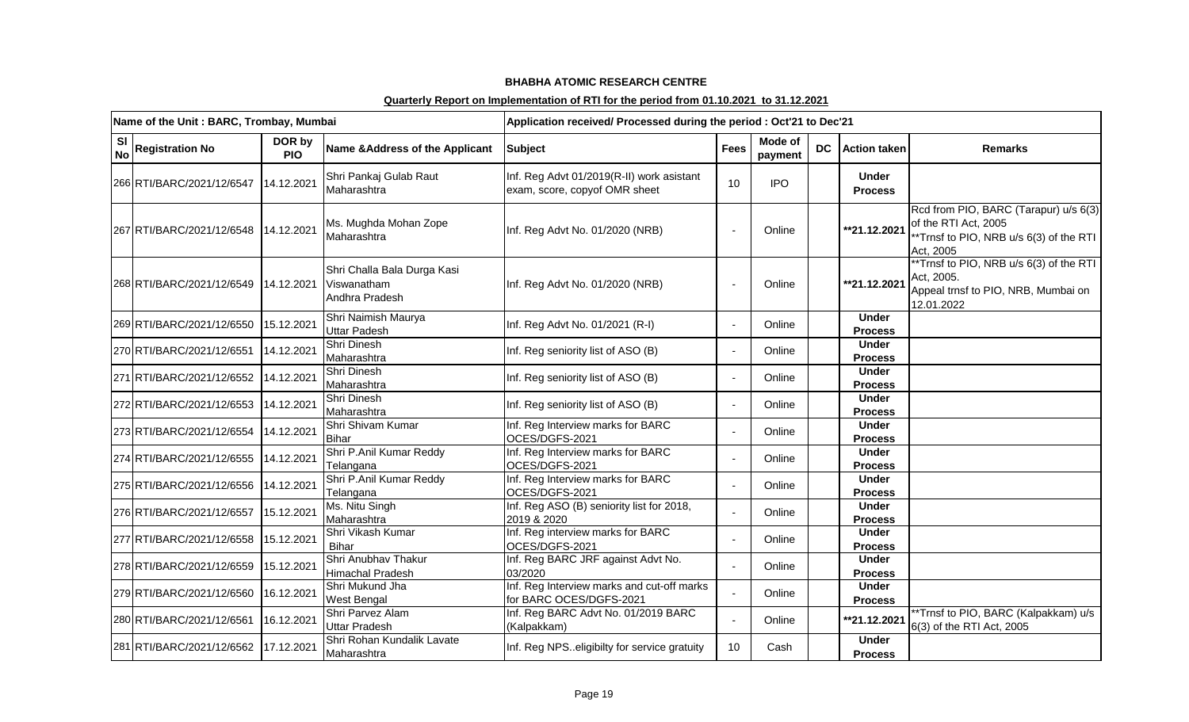**BHABHA ATOMIC RESEARCH CENTRE**

**Quarterly Report on Implementation of RTI for the period from 01.10.2021 to 31.12.2021**

| Name of the Unit : BARC, Trombay, Mumbai | | | | Application received/ Processed during the period : Oct'21 to Dec'21 | | | | | |
|---|---|---|---|---|---|---|---|---|---|
| Sl No | Registration No | DOR by PIO | Name &Address of the Applicant | Subject | Fees | Mode of payment | DC | Action taken | Remarks |
| 266 | RTI/BARC/2021/12/6547 | 14.12.2021 | Shri Pankaj Gulab Raut Maharashtra | Inf. Reg Advt 01/2019(R-II) work asistant exam, score, copyof OMR sheet | 10 | IPO | | Under Process | |
| 267 | RTI/BARC/2021/12/6548 | 14.12.2021 | Ms. Mughda Mohan Zope Maharashtra | Inf. Reg Advt No. 01/2020 (NRB) | - | Online | | **21.12.2021 | Rcd from PIO, BARC (Tarapur) u/s 6(3) of the RTI Act, 2005 **Trnsf to PIO, NRB u/s 6(3) of the RTI Act, 2005 |
| 268 | RTI/BARC/2021/12/6549 | 14.12.2021 | Shri Challa Bala Durga Kasi Viswanatham Andhra Pradesh | Inf. Reg Advt No. 01/2020 (NRB) | - | Online | | **21.12.2021 | **Trnsf to PIO, NRB u/s 6(3) of the RTI Act, 2005. Appeal trnsf to PIO, NRB, Mumbai on 12.01.2022 |
| 269 | RTI/BARC/2021/12/6550 | 15.12.2021 | Shri Naimish Maurya Uttar Padesh | Inf. Reg Advt No. 01/2021 (R-I) | - | Online | | Under Process | |
| 270 | RTI/BARC/2021/12/6551 | 14.12.2021 | Shri Dinesh Maharashtra | Inf. Reg seniority list of ASO (B) | - | Online | | Under Process | |
| 271 | RTI/BARC/2021/12/6552 | 14.12.2021 | Shri Dinesh Maharashtra | Inf. Reg seniority list of ASO (B) | - | Online | | Under Process | |
| 272 | RTI/BARC/2021/12/6553 | 14.12.2021 | Shri Dinesh Maharashtra | Inf. Reg seniority list of ASO (B) | - | Online | | Under Process | |
| 273 | RTI/BARC/2021/12/6554 | 14.12.2021 | Shri Shivam Kumar Bihar | Inf. Reg Interview marks for BARC OCES/DGFS-2021 | - | Online | | Under Process | |
| 274 | RTI/BARC/2021/12/6555 | 14.12.2021 | Shri P.Anil Kumar Reddy Telangana | Inf. Reg Interview marks for BARC OCES/DGFS-2021 | - | Online | | Under Process | |
| 275 | RTI/BARC/2021/12/6556 | 14.12.2021 | Shri P.Anil Kumar Reddy Telangana | Inf. Reg Interview marks for BARC OCES/DGFS-2021 | - | Online | | Under Process | |
| 276 | RTI/BARC/2021/12/6557 | 15.12.2021 | Ms. Nitu Singh Maharashtra | Inf. Reg ASO (B) seniority list for 2018, 2019 & 2020 | - | Online | | Under Process | |
| 277 | RTI/BARC/2021/12/6558 | 15.12.2021 | Shri Vikash Kumar Bihar | Inf. Reg interview marks for BARC OCES/DGFS-2021 | - | Online | | Under Process | |
| 278 | RTI/BARC/2021/12/6559 | 15.12.2021 | Shri Anubhav Thakur Himachal Pradesh | Inf. Reg BARC JRF against Advt No. 03/2020 | - | Online | | Under Process | |
| 279 | RTI/BARC/2021/12/6560 | 16.12.2021 | Shri Mukund Jha West Bengal | Inf. Reg Interview marks and cut-off marks for BARC OCES/DGFS-2021 | - | Online | | Under Process | |
| 280 | RTI/BARC/2021/12/6561 | 16.12.2021 | Shri Parvez Alam Uttar Pradesh | Inf. Reg BARC Advt No. 01/2019 BARC (Kalpakkam) | - | Online | | **21.12.2021 | **Trnsf to PIO, BARC (Kalpakkam) u/s 6(3) of the RTI Act, 2005 |
| 281 | RTI/BARC/2021/12/6562 | 17.12.2021 | Shri Rohan Kundalik Lavate Maharashtra | Inf. Reg NPS..eligibilty for service gratuity | 10 | Cash | | Under Process | |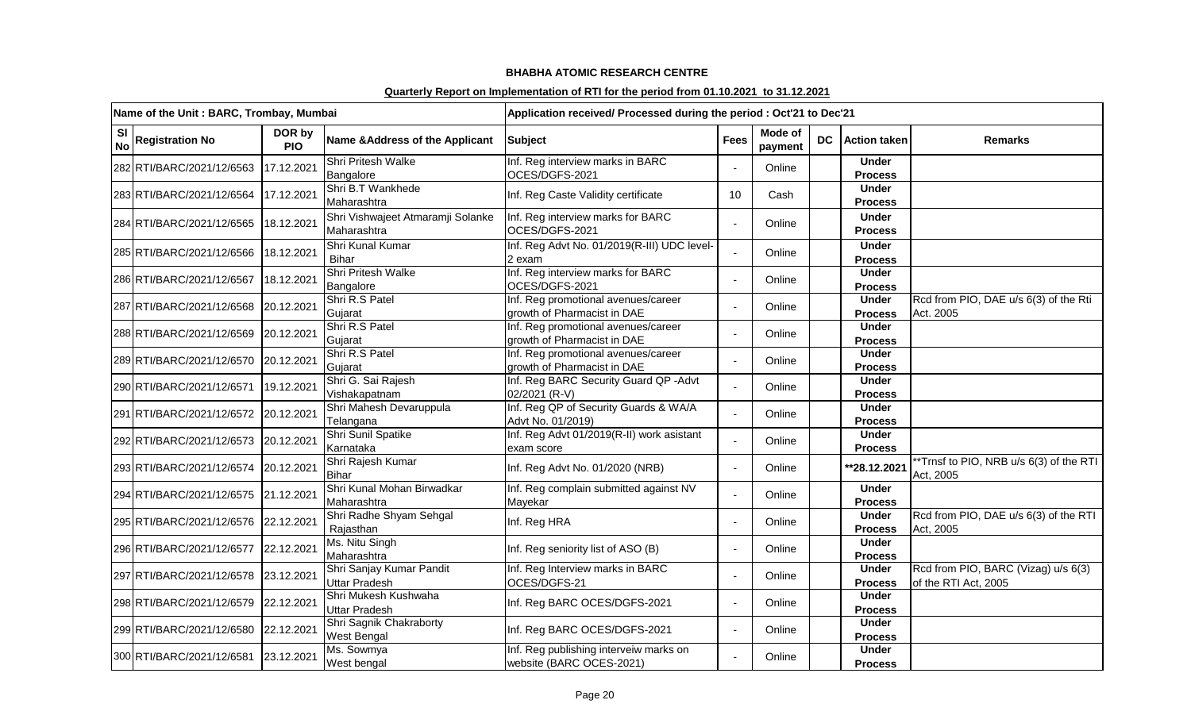**BHABHA ATOMIC RESEARCH CENTRE**

**Quarterly Report on Implementation of RTI for the period from 01.10.2021 to 31.12.2021**

| Name of the Unit : BARC, Trombay, Mumbai | | | | Application received/ Processed during the period : Oct'21 to Dec'21 | | | | | |
|---|---|---|---|---|---|---|---|---|---|
| **Sl No** | **Registration No** | **DOR by PIO** | **Name &Address of the Applicant** | **Subject** | **Fees** | **Mode of payment** | **DC** | **Action taken** | **Remarks** |
| 282 | RTI/BARC/2021/12/6563 | 17.12.2021 | Shri Pritesh Walke Bangalore | Inf. Reg interview marks in BARC OCES/DGFS-2021 | - | Online | | **Under Process** | |
| 283 | RTI/BARC/2021/12/6564 | 17.12.2021 | Shri B.T Wankhede Maharashtra | Inf. Reg Caste Validity certificate | 10 | Cash | | **Under Process** | |
| 284 | RTI/BARC/2021/12/6565 | 18.12.2021 | Shri Vishwajeet Atmaramji Solanke Maharashtra | Inf. Reg interview marks for BARC OCES/DGFS-2021 | - | Online | | **Under Process** | |
| 285 | RTI/BARC/2021/12/6566 | 18.12.2021 | Shri Kunal Kumar Bihar | Inf. Reg Advt No. 01/2019(R-III) UDC level-2 exam | - | Online | | **Under Process** | |
| 286 | RTI/BARC/2021/12/6567 | 18.12.2021 | Shri Pritesh Walke Bangalore | Inf. Reg interview marks for BARC OCES/DGFS-2021 | - | Online | | **Under Process** | |
| 287 | RTI/BARC/2021/12/6568 | 20.12.2021 | Shri R.S Patel Gujarat | Inf. Reg promotional avenues/career growth of Pharmacist in DAE | - | Online | | **Under Process** | Rcd from PIO, DAE u/s 6(3) of the Rti Act. 2005 |
| 288 | RTI/BARC/2021/12/6569 | 20.12.2021 | Shri R.S Patel Gujarat | Inf. Reg promotional avenues/career growth of Pharmacist in DAE | - | Online | | **Under Process** | |
| 289 | RTI/BARC/2021/12/6570 | 20.12.2021 | Shri R.S Patel Gujarat | Inf. Reg promotional avenues/career growth of Pharmacist in DAE | - | Online | | **Under Process** | |
| 290 | RTI/BARC/2021/12/6571 | 19.12.2021 | Shri G. Sai Rajesh Vishakapatnam | Inf. Reg BARC Security Guard QP -Advt 02/2021 (R-V) | - | Online | | **Under Process** | |
| 291 | RTI/BARC/2021/12/6572 | 20.12.2021 | Shri Mahesh Devaruppula Telangana | Inf. Reg QP of Security Guards & WA/A Advt No. 01/2019) | - | Online | | **Under Process** | |
| 292 | RTI/BARC/2021/12/6573 | 20.12.2021 | Shri Sunil Spatike Karnataka | Inf. Reg Advt 01/2019(R-II) work asistant exam score | - | Online | | **Under Process** | |
| 293 | RTI/BARC/2021/12/6574 | 20.12.2021 | Shri Rajesh Kumar Bihar | Inf. Reg Advt No. 01/2020 (NRB) | - | Online | | **\*\*28.12.2021** | \*\*Trnsf to PIO, NRB u/s 6(3) of the RTI Act, 2005 |
| 294 | RTI/BARC/2021/12/6575 | 21.12.2021 | Shri Kunal Mohan Birwadkar Maharashtra | Inf. Reg complain submitted against NV Mayekar | - | Online | | **Under Process** | |
| 295 | RTI/BARC/2021/12/6576 | 22.12.2021 | Shri Radhe Shyam Sehgal Rajasthan | Inf. Reg HRA | - | Online | | **Under Process** | Rcd from PIO, DAE u/s 6(3) of the RTI Act, 2005 |
| 296 | RTI/BARC/2021/12/6577 | 22.12.2021 | Ms. Nitu Singh Maharashtra | Inf. Reg seniority list of ASO (B) | - | Online | | **Under Process** | |
| 297 | RTI/BARC/2021/12/6578 | 23.12.2021 | Shri Sanjay Kumar Pandit Uttar Pradesh | Inf. Reg Interview marks in BARC OCES/DGFS-21 | - | Online | | **Under Process** | Rcd from PIO, BARC (Vizag) u/s 6(3) of the RTI Act, 2005 |
| 298 | RTI/BARC/2021/12/6579 | 22.12.2021 | Shri Mukesh Kushwaha Uttar Pradesh | Inf. Reg BARC OCES/DGFS-2021 | - | Online | | **Under Process** | |
| 299 | RTI/BARC/2021/12/6580 | 22.12.2021 | Shri Sagnik Chakraborty West Bengal | Inf. Reg BARC OCES/DGFS-2021 | - | Online | | **Under Process** | |
| 300 | RTI/BARC/2021/12/6581 | 23.12.2021 | Ms. Sowmya West bengal | Inf. Reg publishing interveiw marks on website (BARC OCES-2021) | - | Online | | **Under Process** | |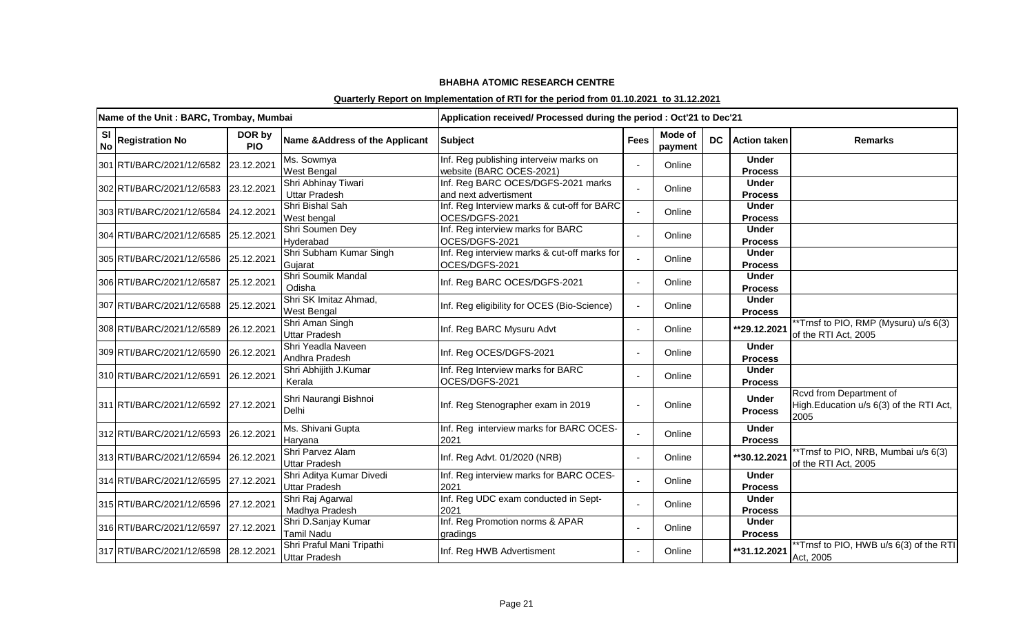## BHABHA ATOMIC RESEARCH CENTRE

### Quarterly Report on Implementation of RTI for the period from 01.10.2021 to 31.12.2021

| Name of the Unit : BARC, Trombay, Mumbai | | | | Application received/ Processed during the period : Oct'21 to Dec'21 | | | | | |
|---|---|---|---|---|---|---|---|---|---|
| Sl No | Registration No | DOR by PIO | Name &Address of the Applicant | Subject | Fees | Mode of payment | DC | Action taken | Remarks |
| 301 | RTI/BARC/2021/12/6582 | 23.12.2021 | Ms. Sowmya<br>West Bengal | Inf. Reg publishing interveiw marks on website (BARC OCES-2021) | - | Online | | Under Process | |
| 302 | RTI/BARC/2021/12/6583 | 23.12.2021 | Shri Abhinay Tiwari<br>Uttar Pradesh | Inf. Reg BARC OCES/DGFS-2021 marks and next advertisment | - | Online | | Under Process | |
| 303 | RTI/BARC/2021/12/6584 | 24.12.2021 | Shri Bishal Sah<br>West bengal | Inf. Reg Interview marks & cut-off for BARC OCES/DGFS-2021 | - | Online | | Under Process | |
| 304 | RTI/BARC/2021/12/6585 | 25.12.2021 | Shri Soumen Dey<br>Hyderabad | Inf. Reg interview marks for BARC OCES/DGFS-2021 | - | Online | | Under Process | |
| 305 | RTI/BARC/2021/12/6586 | 25.12.2021 | Shri Subham Kumar Singh<br>Gujarat | Inf. Reg interview marks & cut-off marks for OCES/DGFS-2021 | - | Online | | Under Process | |
| 306 | RTI/BARC/2021/12/6587 | 25.12.2021 | Shri Soumik Mandal<br>Odisha | Inf. Reg BARC OCES/DGFS-2021 | - | Online | | Under Process | |
| 307 | RTI/BARC/2021/12/6588 | 25.12.2021 | Shri SK Imitaz Ahmad,<br>West Bengal | Inf. Reg eligibility for OCES (Bio-Science) | - | Online | | Under Process | |
| 308 | RTI/BARC/2021/12/6589 | 26.12.2021 | Shri Aman Singh<br>Uttar Pradesh | Inf. Reg BARC Mysuru Advt | - | Online | | **29.12.2021 | **Trnsf to PIO, RMP (Mysuru) u/s 6(3) of the RTI Act, 2005 |
| 309 | RTI/BARC/2021/12/6590 | 26.12.2021 | Shri Yeadla Naveen<br>Andhra Pradesh | Inf. Reg OCES/DGFS-2021 | - | Online | | Under Process | |
| 310 | RTI/BARC/2021/12/6591 | 26.12.2021 | Shri Abhijith J.Kumar<br>Kerala | Inf. Reg Interview marks for BARC OCES/DGFS-2021 | - | Online | | Under Process | |
| 311 | RTI/BARC/2021/12/6592 | 27.12.2021 | Shri Naurangi Bishnoi<br>Delhi | Inf. Reg Stenographer exam in 2019 | - | Online | | Under Process | Rcvd from Department of High.Education u/s 6(3) of the RTI Act, 2005 |
| 312 | RTI/BARC/2021/12/6593 | 26.12.2021 | Ms. Shivani Gupta<br>Haryana | Inf. Reg interview marks for BARC OCES-2021 | - | Online | | Under Process | |
| 313 | RTI/BARC/2021/12/6594 | 26.12.2021 | Shri Parvez Alam<br>Uttar Pradesh | Inf. Reg Advt. 01/2020 (NRB) | - | Online | | **30.12.2021 | **Trnsf to PIO, NRB, Mumbai u/s 6(3) of the RTI Act, 2005 |
| 314 | RTI/BARC/2021/12/6595 | 27.12.2021 | Shri Aditya Kumar Divedi<br>Uttar Pradesh | Inf. Reg interview marks for BARC OCES-2021 | - | Online | | Under Process | |
| 315 | RTI/BARC/2021/12/6596 | 27.12.2021 | Shri Raj Agarwal<br>Madhya Pradesh | Inf. Reg UDC exam conducted in Sept-2021 | - | Online | | Under Process | |
| 316 | RTI/BARC/2021/12/6597 | 27.12.2021 | Shri D.Sanjay Kumar<br>Tamil Nadu | Inf. Reg Promotion norms & APAR gradings | - | Online | | Under Process | |
| 317 | RTI/BARC/2021/12/6598 | 28.12.2021 | Shri Praful Mani Tripathi<br>Uttar Pradesh | Inf. Reg HWB Advertisment | - | Online | | **31.12.2021 | **Trnsf to PIO, HWB u/s 6(3) of the RTI Act, 2005 |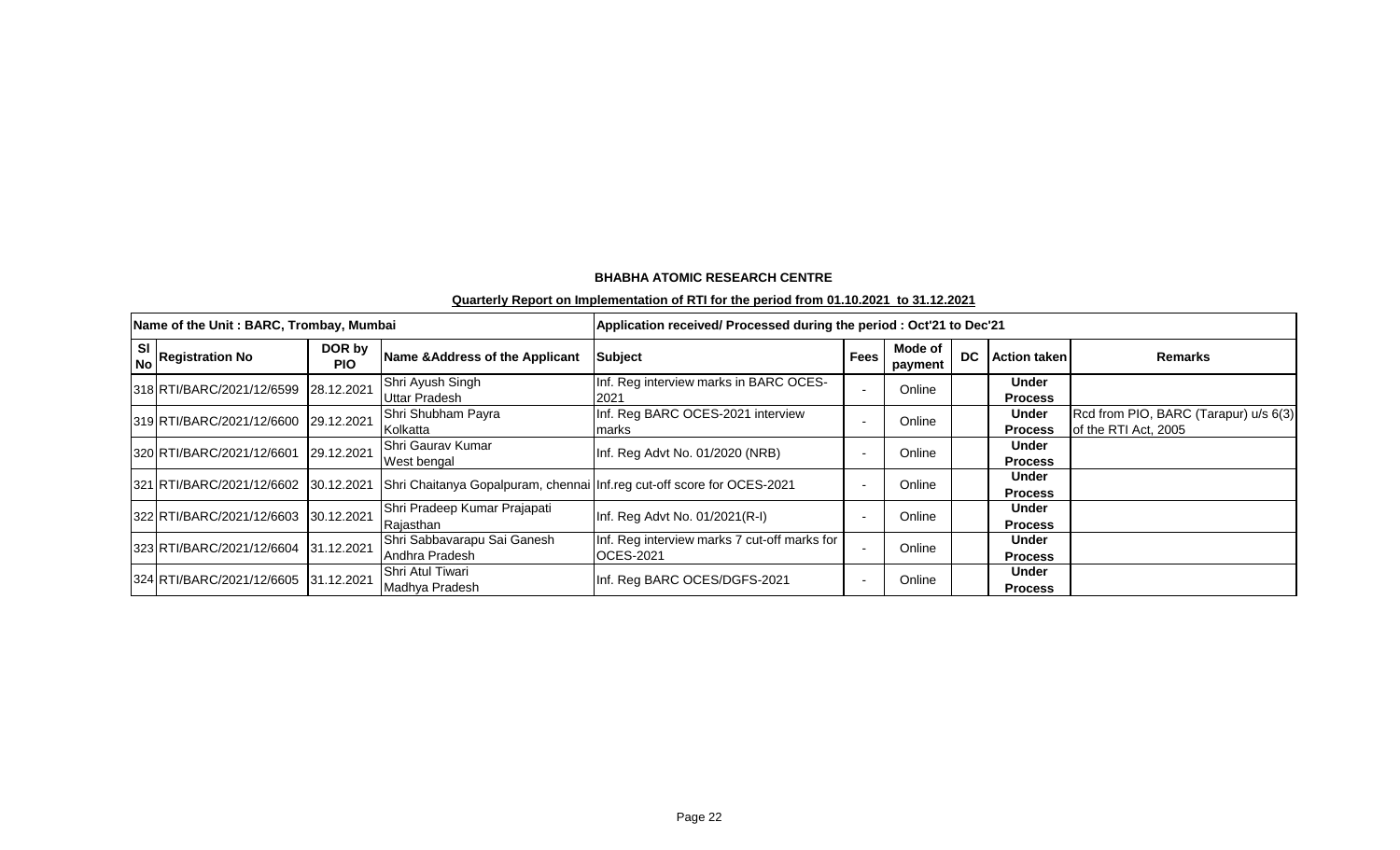**BHABHA ATOMIC RESEARCH CENTRE**

**Quarterly Report on Implementation of RTI for the period from 01.10.2021 to 31.12.2021**

| Name of the Unit : BARC, Trombay, Mumbai | | | | Application received/ Processed during the period : Oct'21 to Dec'21 | | | | | |
|---|---|---|---|---|---|---|---|---|---|
| Sl No | Registration No | DOR by PIO | Name &Address of the Applicant | Subject | Fees | Mode of payment | DC | Action taken | Remarks |
| 318 | RTI/BARC/2021/12/6599 | 28.12.2021 | Shri Ayush Singh Uttar Pradesh | Inf. Reg interview marks in BARC OCES-2021 | - | Online | | Under Process | |
| 319 | RTI/BARC/2021/12/6600 | 29.12.2021 | Shri Shubham Payra Kolkatta | Inf. Reg BARC OCES-2021 interview marks | - | Online | | Under Process | Rcd from PIO, BARC (Tarapur) u/s 6(3) of the RTI Act, 2005 |
| 320 | RTI/BARC/2021/12/6601 | 29.12.2021 | Shri Gaurav Kumar West bengal | Inf. Reg Advt No. 01/2020 (NRB) | - | Online | | Under Process | |
| 321 | RTI/BARC/2021/12/6602 | 30.12.2021 | Shri Chaitanya Gopalpuram, chennai | Inf.reg cut-off score for OCES-2021 | - | Online | | Under Process | |
| 322 | RTI/BARC/2021/12/6603 | 30.12.2021 | Shri Pradeep Kumar Prajapati Rajasthan | Inf. Reg Advt No. 01/2021(R-I) | - | Online | | Under Process | |
| 323 | RTI/BARC/2021/12/6604 | 31.12.2021 | Shri Sabbavarapu Sai Ganesh Andhra Pradesh | Inf. Reg interview marks 7 cut-off marks for OCES-2021 | - | Online | | Under Process | |
| 324 | RTI/BARC/2021/12/6605 | 31.12.2021 | Shri Atul Tiwari Madhya Pradesh | Inf. Reg BARC OCES/DGFS-2021 | - | Online | | Under Process | |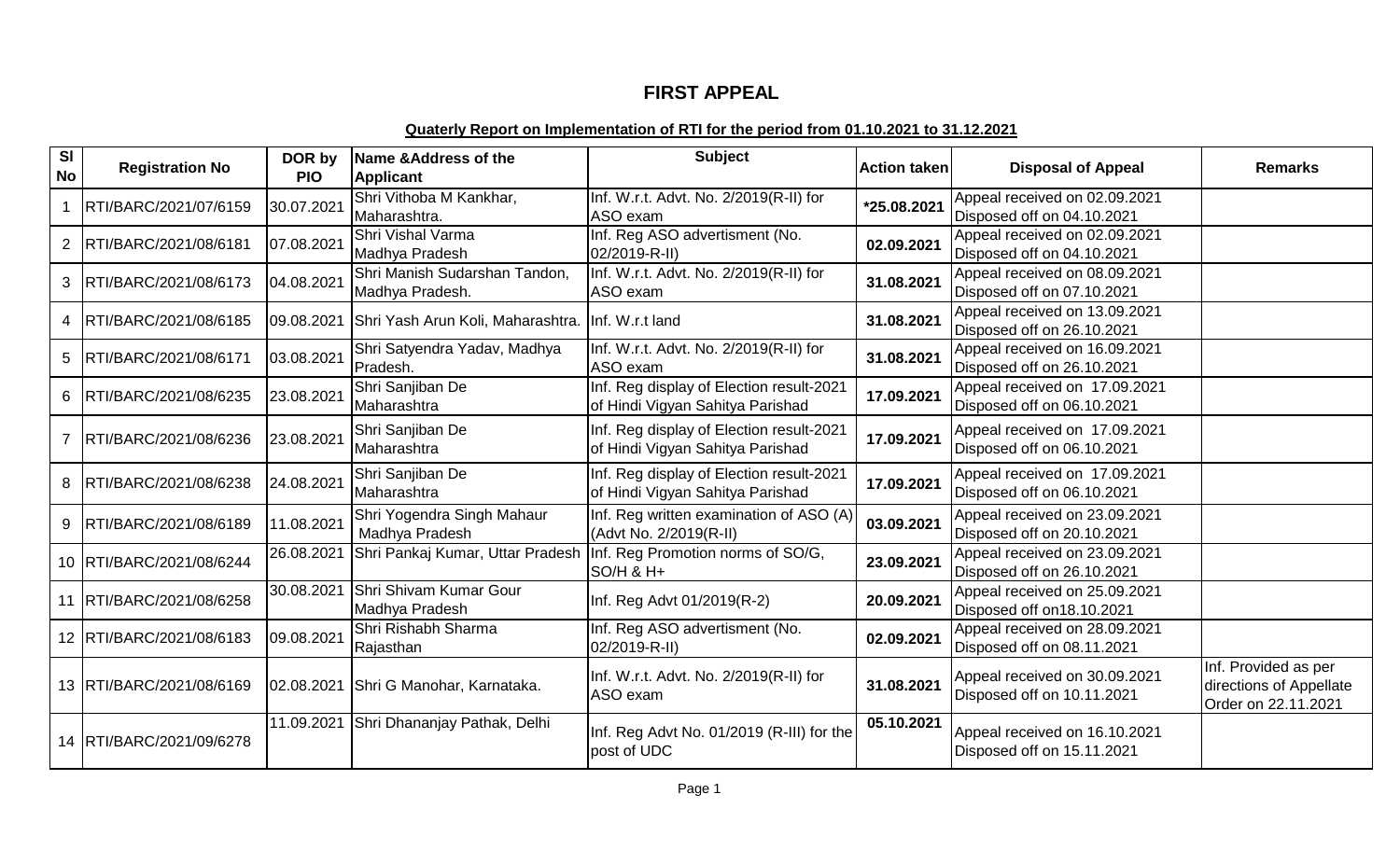# FIRST APPEAL

**Quaterly Report on Implementation of RTI for the period from 01.10.2021 to 31.12.2021**

| Sl No | Registration No | DOR by PIO | Name &Address of the Applicant | Subject | Action taken | Disposal of Appeal | Remarks |
|---|---|---|---|---|---|---|---|
| 1 | RTI/BARC/2021/07/6159 | 30.07.2021 | Shri Vithoba M Kankhar, Maharashtra. | Inf. W.r.t. Advt. No. 2/2019(R-II) for ASO exam | *25.08.2021 | Appeal received on 02.09.2021 Disposed off on 04.10.2021 | |
| 2 | RTI/BARC/2021/08/6181 | 07.08.2021 | Shri Vishal Varma Madhya Pradesh | Inf. Reg ASO advertisment (No. 02/2019-R-II) | 02.09.2021 | Appeal received on 02.09.2021 Disposed off on 04.10.2021 | |
| 3 | RTI/BARC/2021/08/6173 | 04.08.2021 | Shri Manish Sudarshan Tandon, Madhya Pradesh. | Inf. W.r.t. Advt. No. 2/2019(R-II) for ASO exam | 31.08.2021 | Appeal received on 08.09.2021 Disposed off on 07.10.2021 | |
| 4 | RTI/BARC/2021/08/6185 | 09.08.2021 | Shri Yash Arun Koli, Maharashtra. | Inf. W.r.t land | 31.08.2021 | Appeal received on 13.09.2021 Disposed off on 26.10.2021 | |
| 5 | RTI/BARC/2021/08/6171 | 03.08.2021 | Shri Satyendra Yadav, Madhya Pradesh. | Inf. W.r.t. Advt. No. 2/2019(R-II) for ASO exam | 31.08.2021 | Appeal received on 16.09.2021 Disposed off on 26.10.2021 | |
| 6 | RTI/BARC/2021/08/6235 | 23.08.2021 | Shri Sanjiban De Maharashtra | Inf. Reg display of Election result-2021 of Hindi Vigyan Sahitya Parishad | 17.09.2021 | Appeal received on 17.09.2021 Disposed off on 06.10.2021 | |
| 7 | RTI/BARC/2021/08/6236 | 23.08.2021 | Shri Sanjiban De Maharashtra | Inf. Reg display of Election result-2021 of Hindi Vigyan Sahitya Parishad | 17.09.2021 | Appeal received on 17.09.2021 Disposed off on 06.10.2021 | |
| 8 | RTI/BARC/2021/08/6238 | 24.08.2021 | Shri Sanjiban De Maharashtra | Inf. Reg display of Election result-2021 of Hindi Vigyan Sahitya Parishad | 17.09.2021 | Appeal received on 17.09.2021 Disposed off on 06.10.2021 | |
| 9 | RTI/BARC/2021/08/6189 | 11.08.2021 | Shri Yogendra Singh Mahaur Madhya Pradesh | Inf. Reg written examination of ASO (A) (Advt No. 2/2019(R-II) | 03.09.2021 | Appeal received on 23.09.2021 Disposed off on 20.10.2021 | |
| 10 | RTI/BARC/2021/08/6244 | 26.08.2021 | Shri Pankaj Kumar, Uttar Pradesh | Inf. Reg Promotion norms of SO/G, SO/H & H+ | 23.09.2021 | Appeal received on 23.09.2021 Disposed off on 26.10.2021 | |
| 11 | RTI/BARC/2021/08/6258 | 30.08.2021 | Shri Shivam Kumar Gour Madhya Pradesh | Inf. Reg Advt 01/2019(R-2) | 20.09.2021 | Appeal received on 25.09.2021 Disposed off on18.10.2021 | |
| 12 | RTI/BARC/2021/08/6183 | 09.08.2021 | Shri Rishabh Sharma Rajasthan | Inf. Reg ASO advertisment (No. 02/2019-R-II) | 02.09.2021 | Appeal received on 28.09.2021 Disposed off on 08.11.2021 | |
| 13 | RTI/BARC/2021/08/6169 | 02.08.2021 | Shri G Manohar, Karnataka. | Inf. W.r.t. Advt. No. 2/2019(R-II) for ASO exam | 31.08.2021 | Appeal received on 30.09.2021 Disposed off on 10.11.2021 | Inf. Provided as per directions of Appellate Order on 22.11.2021 |
| 14 | RTI/BARC/2021/09/6278 | 11.09.2021 | Shri Dhananjay Pathak, Delhi | Inf. Reg Advt No. 01/2019 (R-III) for the post of UDC | 05.10.2021 | Appeal received on 16.10.2021 Disposed off on 15.11.2021 | |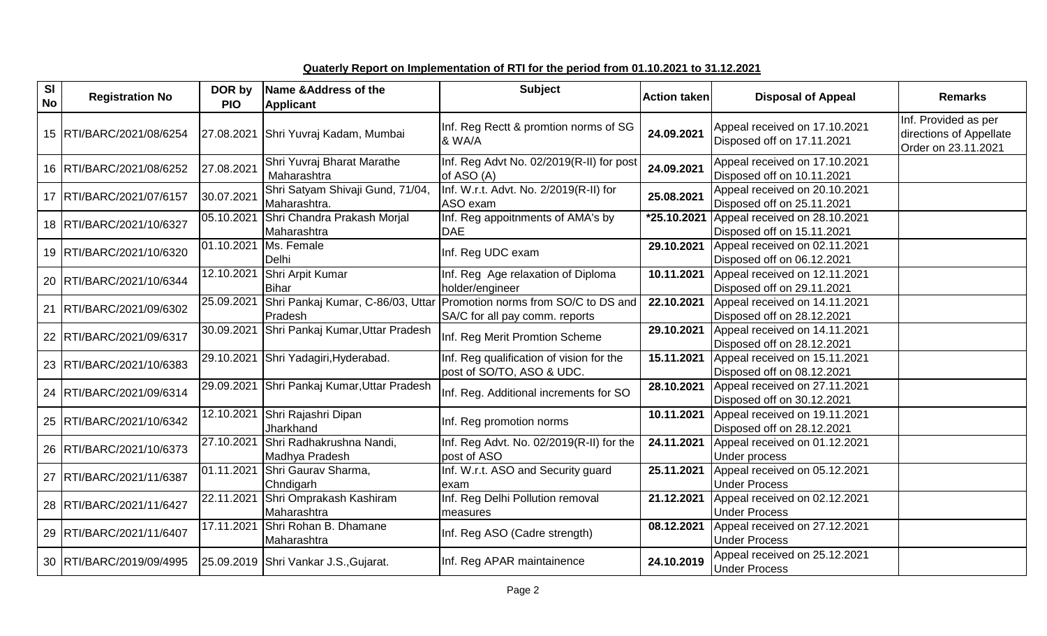**Quaterly Report on Implementation of RTI for the period from 01.10.2021 to 31.12.2021**

| Sl No | Registration No | DOR by PIO | Name &Address of the Applicant | Subject | Action taken | Disposal of Appeal | Remarks |
|---|---|---|---|---|---|---|---|
| 15 | RTI/BARC/2021/08/6254 | 27.08.2021 | Shri Yuvraj Kadam, Mumbai | Inf. Reg Rectt & promtion norms of SG & WA/A | **24.09.2021** | Appeal received on 17.10.2021 Disposed off on 17.11.2021 | Inf. Provided as per directions of Appellate Order on 23.11.2021 |
| 16 | RTI/BARC/2021/08/6252 | 27.08.2021 | Shri Yuvraj Bharat Marathe Maharashtra | Inf. Reg Advt No. 02/2019(R-II) for post of ASO (A) | **24.09.2021** | Appeal received on 17.10.2021 Disposed off on 10.11.2021 | |
| 17 | RTI/BARC/2021/07/6157 | 30.07.2021 | Shri Satyam Shivaji Gund, 71/04, Maharashtra. | Inf. W.r.t. Advt. No. 2/2019(R-II) for ASO exam | **25.08.2021** | Appeal received on 20.10.2021 Disposed off on 25.11.2021 | |
| 18 | RTI/BARC/2021/10/6327 | 05.10.2021 | Shri Chandra Prakash Morjal Maharashtra | Inf. Reg appoitnments of AMA's by DAE | **\*25.10.2021** | Appeal received on 28.10.2021 Disposed off on 15.11.2021 | |
| 19 | RTI/BARC/2021/10/6320 | 01.10.2021 | Ms. Female Delhi | Inf. Reg UDC exam | **29.10.2021** | Appeal received on 02.11.2021 Disposed off on 06.12.2021 | |
| 20 | RTI/BARC/2021/10/6344 | 12.10.2021 | Shri Arpit Kumar Bihar | Inf. Reg Age relaxation of Diploma holder/engineer | **10.11.2021** | Appeal received on 12.11.2021 Disposed off on 29.11.2021 | |
| 21 | RTI/BARC/2021/09/6302 | 25.09.2021 | Shri Pankaj Kumar, C-86/03, Uttar Pradesh | Promotion norms from SO/C to DS and SA/C for all pay comm. reports | **22.10.2021** | Appeal received on 14.11.2021 Disposed off on 28.12.2021 | |
| 22 | RTI/BARC/2021/09/6317 | 30.09.2021 | Shri Pankaj Kumar,Uttar Pradesh | Inf. Reg Merit Promtion Scheme | **29.10.2021** | Appeal received on 14.11.2021 Disposed off on 28.12.2021 | |
| 23 | RTI/BARC/2021/10/6383 | 29.10.2021 | Shri Yadagiri,Hyderabad. | Inf. Reg qualification of vision for the post of SO/TO, ASO & UDC. | **15.11.2021** | Appeal received on 15.11.2021 Disposed off on 08.12.2021 | |
| 24 | RTI/BARC/2021/09/6314 | 29.09.2021 | Shri Pankaj Kumar,Uttar Pradesh | Inf. Reg. Additional increments for SO | **28.10.2021** | Appeal received on 27.11.2021 Disposed off on 30.12.2021 | |
| 25 | RTI/BARC/2021/10/6342 | 12.10.2021 | Shri Rajashri Dipan Jharkhand | Inf. Reg promotion norms | **10.11.2021** | Appeal received on 19.11.2021 Disposed off on 28.12.2021 | |
| 26 | RTI/BARC/2021/10/6373 | 27.10.2021 | Shri Radhakrushna Nandi, Madhya Pradesh | Inf. Reg Advt. No. 02/2019(R-II) for the post of ASO | **24.11.2021** | Appeal received on 01.12.2021 Under process | |
| 27 | RTI/BARC/2021/11/6387 | 01.11.2021 | Shri Gaurav Sharma, Chndigarh | Inf. W.r.t. ASO and Security guard exam | **25.11.2021** | Appeal received on 05.12.2021 Under Process | |
| 28 | RTI/BARC/2021/11/6427 | 22.11.2021 | Shri Omprakash Kashiram Maharashtra | Inf. Reg Delhi Pollution removal measures | **21.12.2021** | Appeal received on 02.12.2021 Under Process | |
| 29 | RTI/BARC/2021/11/6407 | 17.11.2021 | Shri Rohan B. Dhamane Maharashtra | Inf. Reg ASO (Cadre strength) | **08.12.2021** | Appeal received on 27.12.2021 Under Process | |
| 30 | RTI/BARC/2019/09/4995 | 25.09.2019 | Shri Vankar J.S.,Gujarat. | Inf. Reg APAR maintainence | **24.10.2019** | Appeal received on 25.12.2021 Under Process | |